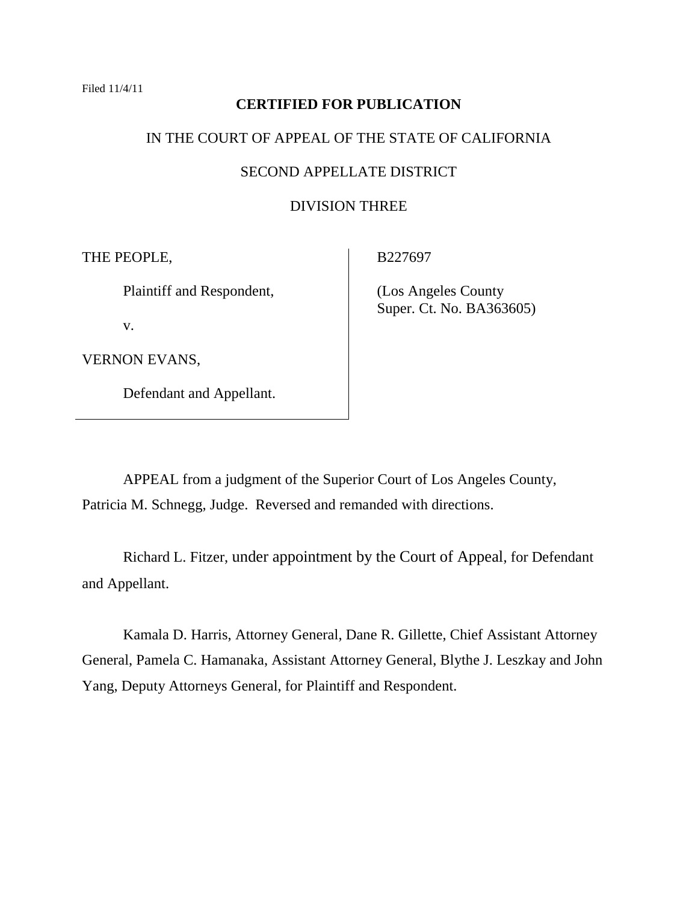Filed 11/4/11

**CERTIFIED FOR PUBLICATION**

IN THE COURT OF APPEAL OF THE STATE OF CALIFORNIA

SECOND APPELLATE DISTRICT

DIVISION THREE

| | |
|---|---|
| THE PEOPLE,<br><br>Plaintiff and Respondent,<br><br>v.<br><br>VERNON EVANS,<br><br>Defendant and Appellant. | B227697<br><br>(Los Angeles County<br>Super. Ct. No. BA363605) |

APPEAL from a judgment of the Superior Court of Los Angeles County, Patricia M. Schnegg, Judge. Reversed and remanded with directions.

Richard L. Fitzer, under appointment by the Court of Appeal, for Defendant and Appellant.

Kamala D. Harris, Attorney General, Dane R. Gillette, Chief Assistant Attorney General, Pamela C. Hamanaka, Assistant Attorney General, Blythe J. Leszkay and John Yang, Deputy Attorneys General, for Plaintiff and Respondent.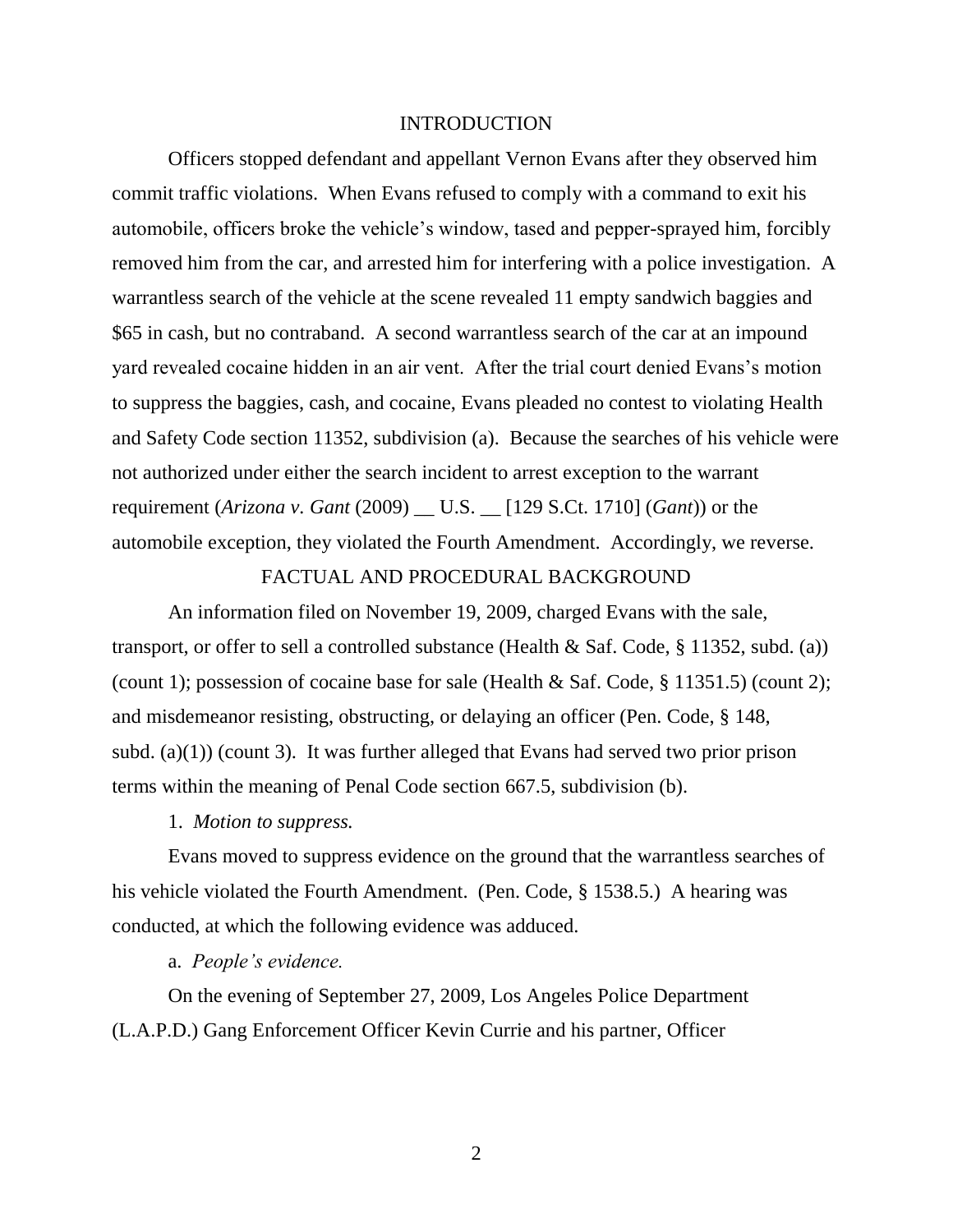## INTRODUCTION

Officers stopped defendant and appellant Vernon Evans after they observed him commit traffic violations. When Evans refused to comply with a command to exit his automobile, officers broke the vehicle's window, tased and pepper-sprayed him, forcibly removed him from the car, and arrested him for interfering with a police investigation. A warrantless search of the vehicle at the scene revealed 11 empty sandwich baggies and $65 in cash, but no contraband. A second warrantless search of the car at an impound yard revealed cocaine hidden in an air vent. After the trial court denied Evans's motion to suppress the baggies, cash, and cocaine, Evans pleaded no contest to violating Health and Safety Code section 11352, subdivision (a). Because the searches of his vehicle were not authorized under either the search incident to arrest exception to the warrant requirement (*Arizona v. Gant* (2009) __ U.S. __ [129 S.Ct. 1710] (*Gant*)) or the automobile exception, they violated the Fourth Amendment. Accordingly, we reverse.

## FACTUAL AND PROCEDURAL BACKGROUND

An information filed on November 19, 2009, charged Evans with the sale, transport, or offer to sell a controlled substance (Health & Saf. Code, § 11352, subd. (a)) (count 1); possession of cocaine base for sale (Health & Saf. Code, § 11351.5) (count 2); and misdemeanor resisting, obstructing, or delaying an officer (Pen. Code, § 148, subd. (a)(1)) (count 3). It was further alleged that Evans had served two prior prison terms within the meaning of Penal Code section 667.5, subdivision (b).

1. *Motion to suppress.*

Evans moved to suppress evidence on the ground that the warrantless searches of his vehicle violated the Fourth Amendment. (Pen. Code, § 1538.5.) A hearing was conducted, at which the following evidence was adduced.

a. *People's evidence.*

On the evening of September 27, 2009, Los Angeles Police Department (L.A.P.D.) Gang Enforcement Officer Kevin Currie and his partner, Officer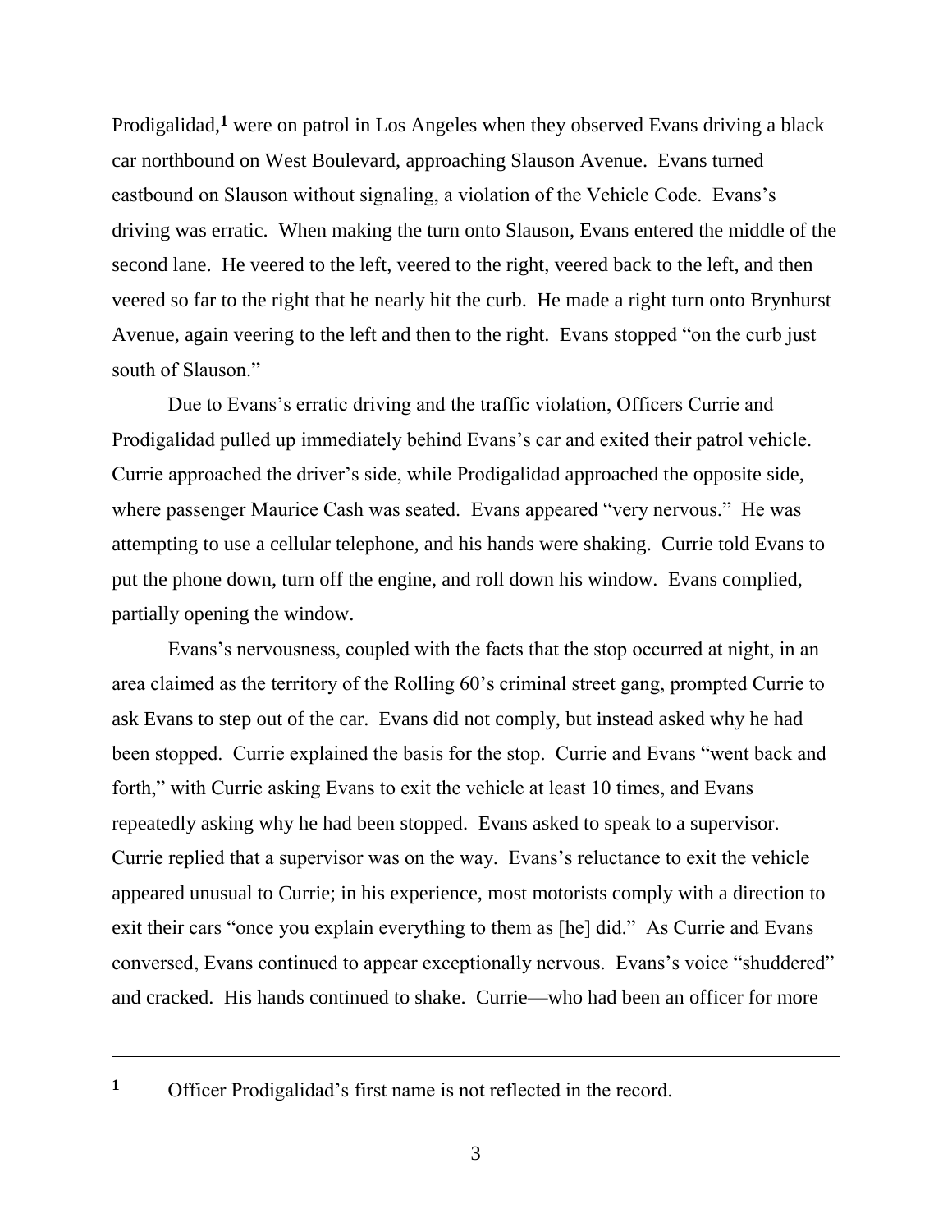Prodigalidad,[1] were on patrol in Los Angeles when they observed Evans driving a black car northbound on West Boulevard, approaching Slauson Avenue. Evans turned eastbound on Slauson without signaling, a violation of the Vehicle Code. Evans's driving was erratic. When making the turn onto Slauson, Evans entered the middle of the second lane. He veered to the left, veered to the right, veered back to the left, and then veered so far to the right that he nearly hit the curb. He made a right turn onto Brynhurst Avenue, again veering to the left and then to the right. Evans stopped "on the curb just south of Slauson."

Due to Evans's erratic driving and the traffic violation, Officers Currie and Prodigalidad pulled up immediately behind Evans's car and exited their patrol vehicle. Currie approached the driver's side, while Prodigalidad approached the opposite side, where passenger Maurice Cash was seated. Evans appeared "very nervous." He was attempting to use a cellular telephone, and his hands were shaking. Currie told Evans to put the phone down, turn off the engine, and roll down his window. Evans complied, partially opening the window.

Evans's nervousness, coupled with the facts that the stop occurred at night, in an area claimed as the territory of the Rolling 60's criminal street gang, prompted Currie to ask Evans to step out of the car. Evans did not comply, but instead asked why he had been stopped. Currie explained the basis for the stop. Currie and Evans "went back and forth," with Currie asking Evans to exit the vehicle at least 10 times, and Evans repeatedly asking why he had been stopped. Evans asked to speak to a supervisor. Currie replied that a supervisor was on the way. Evans's reluctance to exit the vehicle appeared unusual to Currie; in his experience, most motorists comply with a direction to exit their cars "once you explain everything to them as [he] did." As Currie and Evans conversed, Evans continued to appear exceptionally nervous. Evans's voice "shuddered" and cracked. His hands continued to shake. Currie—who had been an officer for more

---

[1] Officer Prodigalidad's first name is not reflected in the record.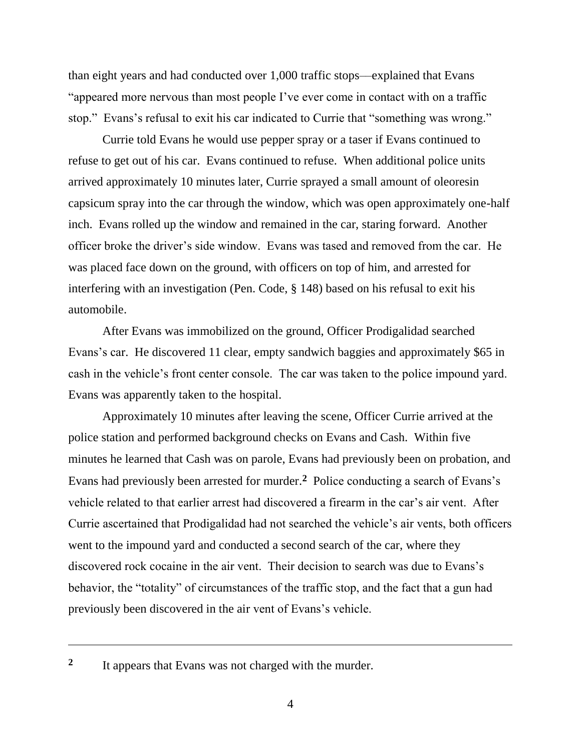than eight years and had conducted over 1,000 traffic stops—explained that Evans "appeared more nervous than most people I've ever come in contact with on a traffic stop." Evans's refusal to exit his car indicated to Currie that "something was wrong."

Currie told Evans he would use pepper spray or a taser if Evans continued to refuse to get out of his car. Evans continued to refuse. When additional police units arrived approximately 10 minutes later, Currie sprayed a small amount of oleoresin capsicum spray into the car through the window, which was open approximately one-half inch. Evans rolled up the window and remained in the car, staring forward. Another officer broke the driver's side window. Evans was tased and removed from the car. He was placed face down on the ground, with officers on top of him, and arrested for interfering with an investigation (Pen. Code, § 148) based on his refusal to exit his automobile.

After Evans was immobilized on the ground, Officer Prodigalidad searched Evans's car. He discovered 11 clear, empty sandwich baggies and approximately $65 in cash in the vehicle's front center console. The car was taken to the police impound yard. Evans was apparently taken to the hospital.

Approximately 10 minutes after leaving the scene, Officer Currie arrived at the police station and performed background checks on Evans and Cash. Within five minutes he learned that Cash was on parole, Evans had previously been on probation, and Evans had previously been arrested for murder.[2] Police conducting a search of Evans's vehicle related to that earlier arrest had discovered a firearm in the car's air vent. After Currie ascertained that Prodigalidad had not searched the vehicle's air vents, both officers went to the impound yard and conducted a second search of the car, where they discovered rock cocaine in the air vent. Their decision to search was due to Evans's behavior, the "totality" of circumstances of the traffic stop, and the fact that a gun had previously been discovered in the air vent of Evans's vehicle.

---

[2] It appears that Evans was not charged with the murder.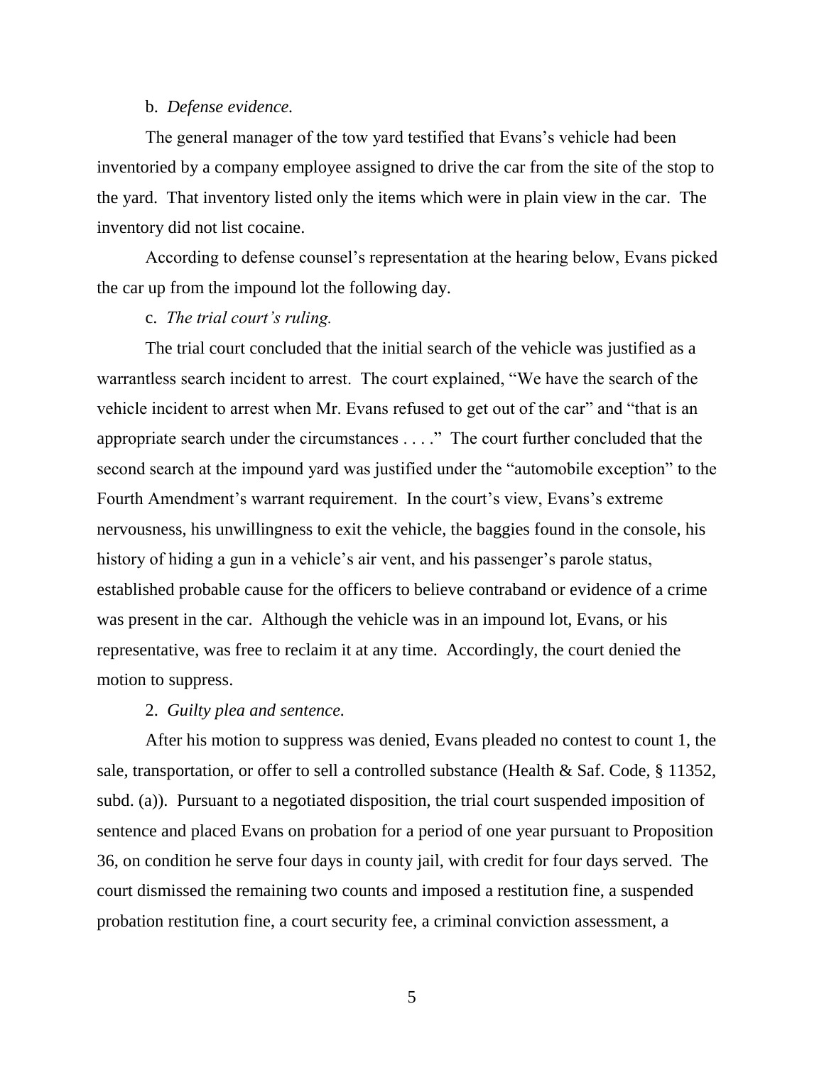b. *Defense evidence.*

The general manager of the tow yard testified that Evans's vehicle had been inventoried by a company employee assigned to drive the car from the site of the stop to the yard. That inventory listed only the items which were in plain view in the car. The inventory did not list cocaine.

According to defense counsel's representation at the hearing below, Evans picked the car up from the impound lot the following day.

c. *The trial court's ruling.*

The trial court concluded that the initial search of the vehicle was justified as a warrantless search incident to arrest. The court explained, "We have the search of the vehicle incident to arrest when Mr. Evans refused to get out of the car" and "that is an appropriate search under the circumstances . . . ." The court further concluded that the second search at the impound yard was justified under the "automobile exception" to the Fourth Amendment's warrant requirement. In the court's view, Evans's extreme nervousness, his unwillingness to exit the vehicle, the baggies found in the console, his history of hiding a gun in a vehicle's air vent, and his passenger's parole status, established probable cause for the officers to believe contraband or evidence of a crime was present in the car. Although the vehicle was in an impound lot, Evans, or his representative, was free to reclaim it at any time. Accordingly, the court denied the motion to suppress.

2. *Guilty plea and sentence.*

After his motion to suppress was denied, Evans pleaded no contest to count 1, the sale, transportation, or offer to sell a controlled substance (Health & Saf. Code, § 11352, subd. (a)). Pursuant to a negotiated disposition, the trial court suspended imposition of sentence and placed Evans on probation for a period of one year pursuant to Proposition 36, on condition he serve four days in county jail, with credit for four days served. The court dismissed the remaining two counts and imposed a restitution fine, a suspended probation restitution fine, a court security fee, a criminal conviction assessment, a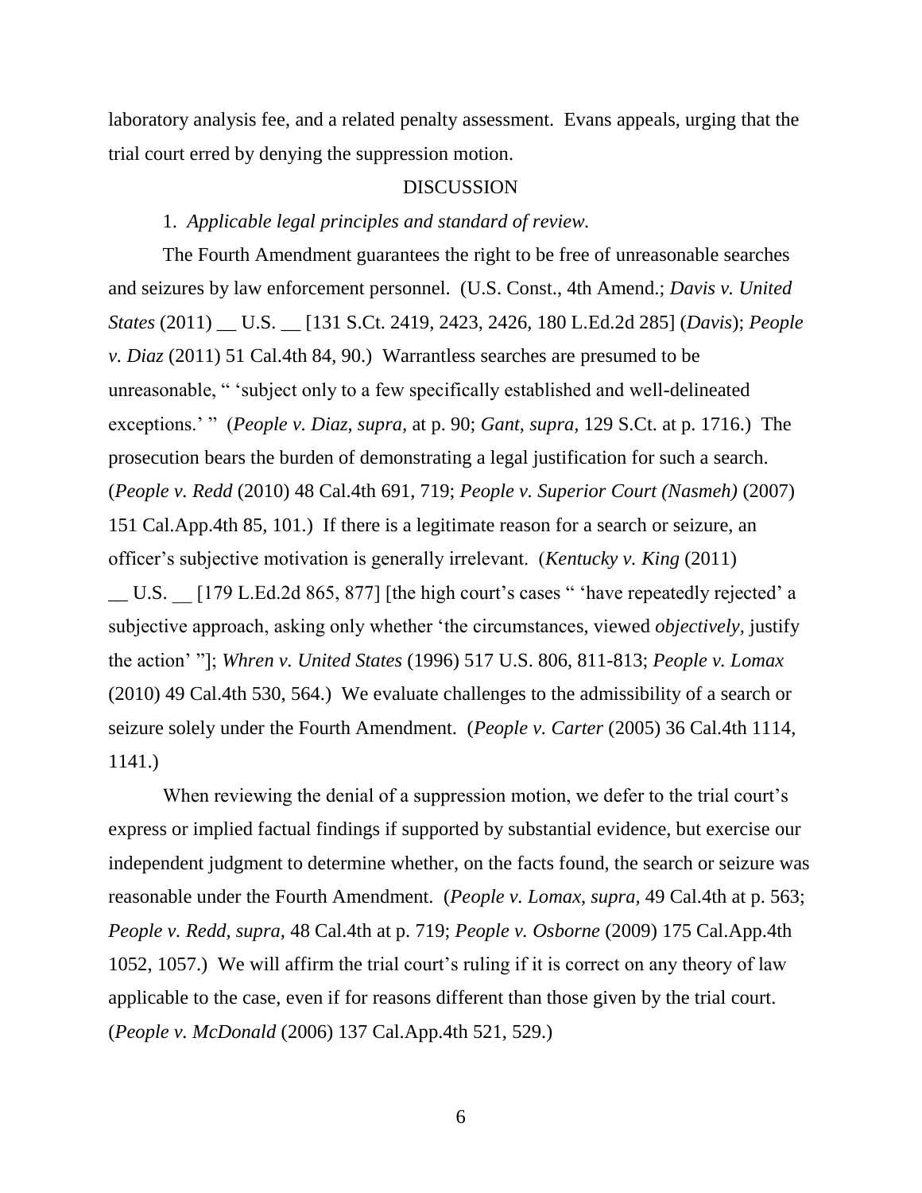laboratory analysis fee, and a related penalty assessment. Evans appeals, urging that the trial court erred by denying the suppression motion.

## DISCUSSION

### 1. *Applicable legal principles and standard of review.*

The Fourth Amendment guarantees the right to be free of unreasonable searches and seizures by law enforcement personnel. (U.S. Const., 4th Amend.; *Davis v. United States* (2011) __ U.S. __ [131 S.Ct. 2419, 2423, 2426, 180 L.Ed.2d 285] (*Davis*); *People v. Diaz* (2011) 51 Cal.4th 84, 90.) Warrantless searches are presumed to be unreasonable, " 'subject only to a few specifically established and well-delineated exceptions.' " (*People v. Diaz, supra,* at p. 90; *Gant, supra,* 129 S.Ct. at p. 1716.) The prosecution bears the burden of demonstrating a legal justification for such a search. (*People v. Redd* (2010) 48 Cal.4th 691, 719; *People v. Superior Court (Nasmeh)* (2007) 151 Cal.App.4th 85, 101.) If there is a legitimate reason for a search or seizure, an officer's subjective motivation is generally irrelevant. (*Kentucky v. King* (2011) __ U.S. __ [179 L.Ed.2d 865, 877] [the high court's cases " 'have repeatedly rejected' a subjective approach, asking only whether 'the circumstances, viewed *objectively,* justify the action' "]; *Whren v. United States* (1996) 517 U.S. 806, 811-813; *People v. Lomax* (2010) 49 Cal.4th 530, 564.) We evaluate challenges to the admissibility of a search or seizure solely under the Fourth Amendment. (*People v. Carter* (2005) 36 Cal.4th 1114, 1141.)

When reviewing the denial of a suppression motion, we defer to the trial court's express or implied factual findings if supported by substantial evidence, but exercise our independent judgment to determine whether, on the facts found, the search or seizure was reasonable under the Fourth Amendment. (*People v. Lomax, supra,* 49 Cal.4th at p. 563; *People v. Redd, supra,* 48 Cal.4th at p. 719; *People v. Osborne* (2009) 175 Cal.App.4th 1052, 1057.) We will affirm the trial court's ruling if it is correct on any theory of law applicable to the case, even if for reasons different than those given by the trial court. (*People v. McDonald* (2006) 137 Cal.App.4th 521, 529.)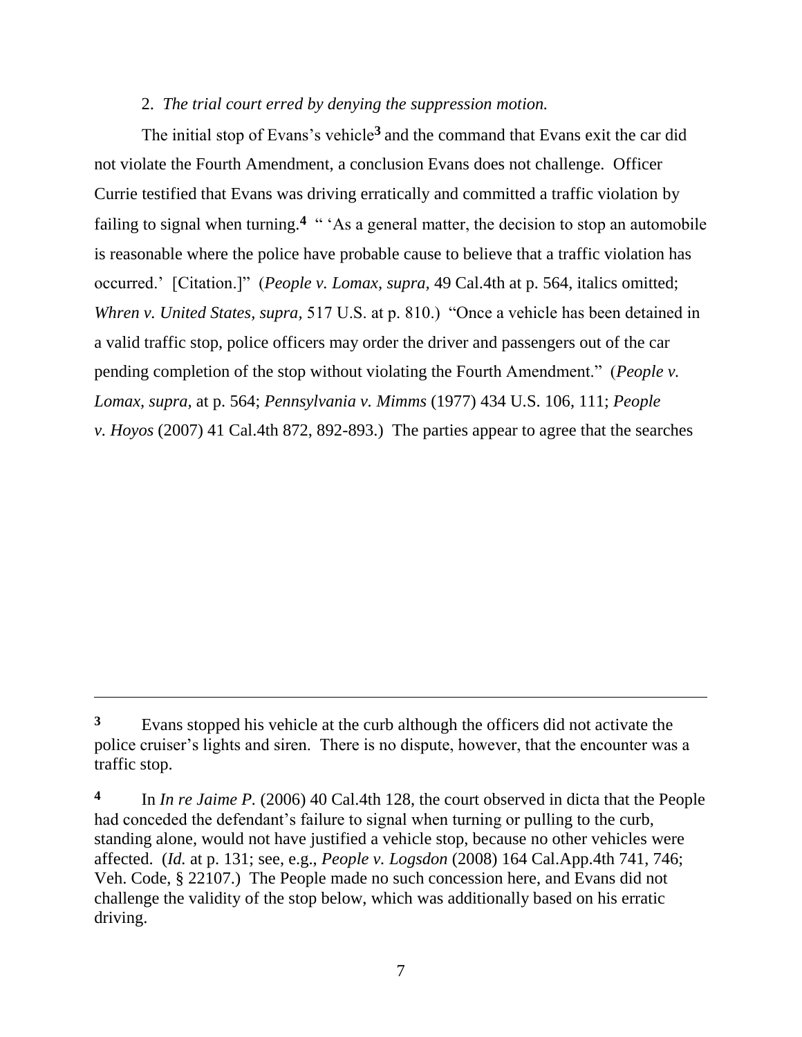2. *The trial court erred by denying the suppression motion.*

The initial stop of Evans's vehicle[3] and the command that Evans exit the car did not violate the Fourth Amendment, a conclusion Evans does not challenge. Officer Currie testified that Evans was driving erratically and committed a traffic violation by failing to signal when turning.[4] " 'As a general matter, the decision to stop an automobile is reasonable where the police have probable cause to believe that a traffic violation has occurred.' [Citation.]" (*People v. Lomax*, *supra*, 49 Cal.4th at p. 564, italics omitted; *Whren v. United States*, *supra*, 517 U.S. at p. 810.) "Once a vehicle has been detained in a valid traffic stop, police officers may order the driver and passengers out of the car pending completion of the stop without violating the Fourth Amendment." (*People v. Lomax*, *supra*, at p. 564; *Pennsylvania v. Mimms* (1977) 434 U.S. 106, 111; *People v. Hoyos* (2007) 41 Cal.4th 872, 892-893.) The parties appear to agree that the searches

---

[3] Evans stopped his vehicle at the curb although the officers did not activate the police cruiser's lights and siren. There is no dispute, however, that the encounter was a traffic stop.

[4] In *In re Jaime P.* (2006) 40 Cal.4th 128, the court observed in dicta that the People had conceded the defendant's failure to signal when turning or pulling to the curb, standing alone, would not have justified a vehicle stop, because no other vehicles were affected. (*Id.* at p. 131; see, e.g., *People v. Logsdon* (2008) 164 Cal.App.4th 741, 746; Veh. Code, § 22107.) The People made no such concession here, and Evans did not challenge the validity of the stop below, which was additionally based on his erratic driving.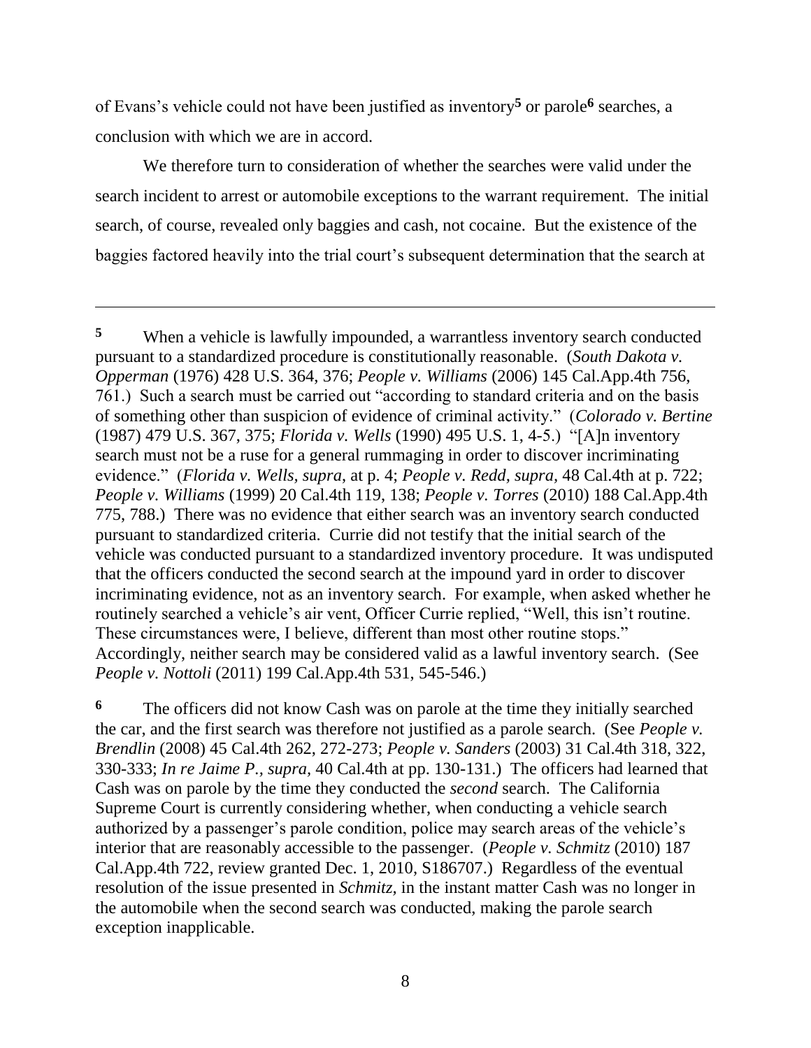of Evans's vehicle could not have been justified as inventory[5] or parole[6] searches, a conclusion with which we are in accord.

We therefore turn to consideration of whether the searches were valid under the search incident to arrest or automobile exceptions to the warrant requirement. The initial search, of course, revealed only baggies and cash, not cocaine. But the existence of the baggies factored heavily into the trial court's subsequent determination that the search at

---

[5] When a vehicle is lawfully impounded, a warrantless inventory search conducted pursuant to a standardized procedure is constitutionally reasonable. (*South Dakota v. Opperman* (1976) 428 U.S. 364, 376; *People v. Williams* (2006) 145 Cal.App.4th 756, 761.) Such a search must be carried out "according to standard criteria and on the basis of something other than suspicion of evidence of criminal activity." (*Colorado v. Bertine* (1987) 479 U.S. 367, 375; *Florida v. Wells* (1990) 495 U.S. 1, 4-5.) "[A]n inventory search must not be a ruse for a general rummaging in order to discover incriminating evidence." (*Florida v. Wells, supra*, at p. 4; *People v. Redd, supra*, 48 Cal.4th at p. 722; *People v. Williams* (1999) 20 Cal.4th 119, 138; *People v. Torres* (2010) 188 Cal.App.4th 775, 788.) There was no evidence that either search was an inventory search conducted pursuant to standardized criteria. Currie did not testify that the initial search of the vehicle was conducted pursuant to a standardized inventory procedure. It was undisputed that the officers conducted the second search at the impound yard in order to discover incriminating evidence, not as an inventory search. For example, when asked whether he routinely searched a vehicle's air vent, Officer Currie replied, "Well, this isn't routine. These circumstances were, I believe, different than most other routine stops." Accordingly, neither search may be considered valid as a lawful inventory search. (See *People v. Nottoli* (2011) 199 Cal.App.4th 531, 545-546.)

[6] The officers did not know Cash was on parole at the time they initially searched the car, and the first search was therefore not justified as a parole search. (See *People v. Brendlin* (2008) 45 Cal.4th 262, 272-273; *People v. Sanders* (2003) 31 Cal.4th 318, 322, 330-333; *In re Jaime P., supra*, 40 Cal.4th at pp. 130-131.) The officers had learned that Cash was on parole by the time they conducted the *second* search. The California Supreme Court is currently considering whether, when conducting a vehicle search authorized by a passenger's parole condition, police may search areas of the vehicle's interior that are reasonably accessible to the passenger. (*People v. Schmitz* (2010) 187 Cal.App.4th 722, review granted Dec. 1, 2010, S186707.) Regardless of the eventual resolution of the issue presented in *Schmitz*, in the instant matter Cash was no longer in the automobile when the second search was conducted, making the parole search exception inapplicable.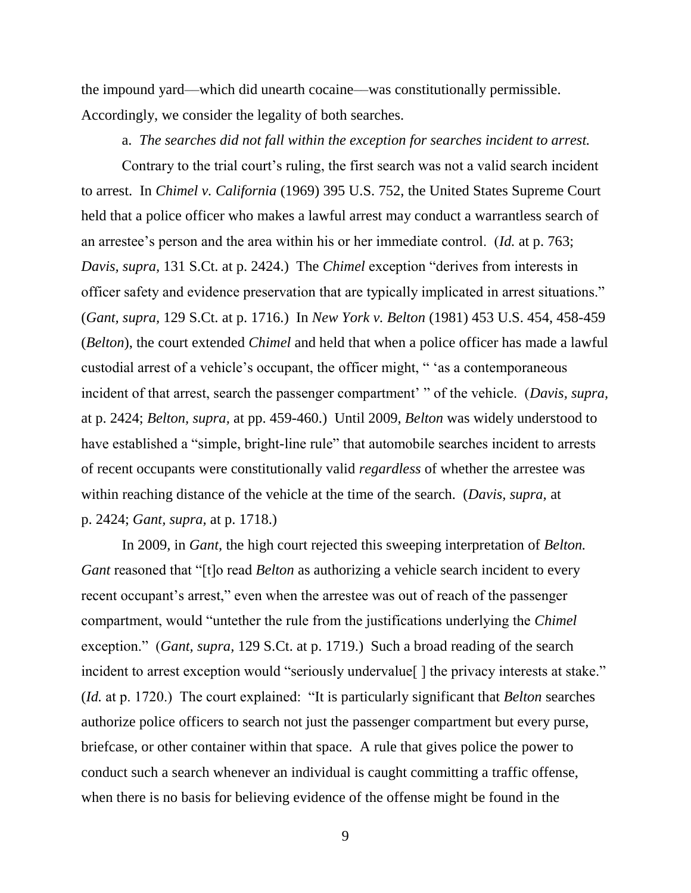the impound yard—which did unearth cocaine—was constitutionally permissible. Accordingly, we consider the legality of both searches.

a. *The searches did not fall within the exception for searches incident to arrest.*

Contrary to the trial court's ruling, the first search was not a valid search incident to arrest. In *Chimel v. California* (1969) 395 U.S. 752, the United States Supreme Court held that a police officer who makes a lawful arrest may conduct a warrantless search of an arrestee's person and the area within his or her immediate control. (*Id.* at p. 763; *Davis, supra,* 131 S.Ct. at p. 2424.) The *Chimel* exception "derives from interests in officer safety and evidence preservation that are typically implicated in arrest situations." (*Gant, supra,* 129 S.Ct. at p. 1716.) In *New York v. Belton* (1981) 453 U.S. 454, 458-459 (*Belton*), the court extended *Chimel* and held that when a police officer has made a lawful custodial arrest of a vehicle's occupant, the officer might, " 'as a contemporaneous incident of that arrest, search the passenger compartment' " of the vehicle. (*Davis, supra,* at p. 2424; *Belton, supra,* at pp. 459-460.) Until 2009, *Belton* was widely understood to have established a "simple, bright-line rule" that automobile searches incident to arrests of recent occupants were constitutionally valid *regardless* of whether the arrestee was within reaching distance of the vehicle at the time of the search. (*Davis, supra,* at p. 2424; *Gant, supra,* at p. 1718.)

In 2009, in *Gant,* the high court rejected this sweeping interpretation of *Belton. Gant* reasoned that "[t]o read *Belton* as authorizing a vehicle search incident to every recent occupant's arrest," even when the arrestee was out of reach of the passenger compartment, would "untether the rule from the justifications underlying the *Chimel* exception." (*Gant, supra,* 129 S.Ct. at p. 1719.) Such a broad reading of the search incident to arrest exception would "seriously undervalue[ ] the privacy interests at stake." (*Id.* at p. 1720.) The court explained: "It is particularly significant that *Belton* searches authorize police officers to search not just the passenger compartment but every purse, briefcase, or other container within that space. A rule that gives police the power to conduct such a search whenever an individual is caught committing a traffic offense, when there is no basis for believing evidence of the offense might be found in the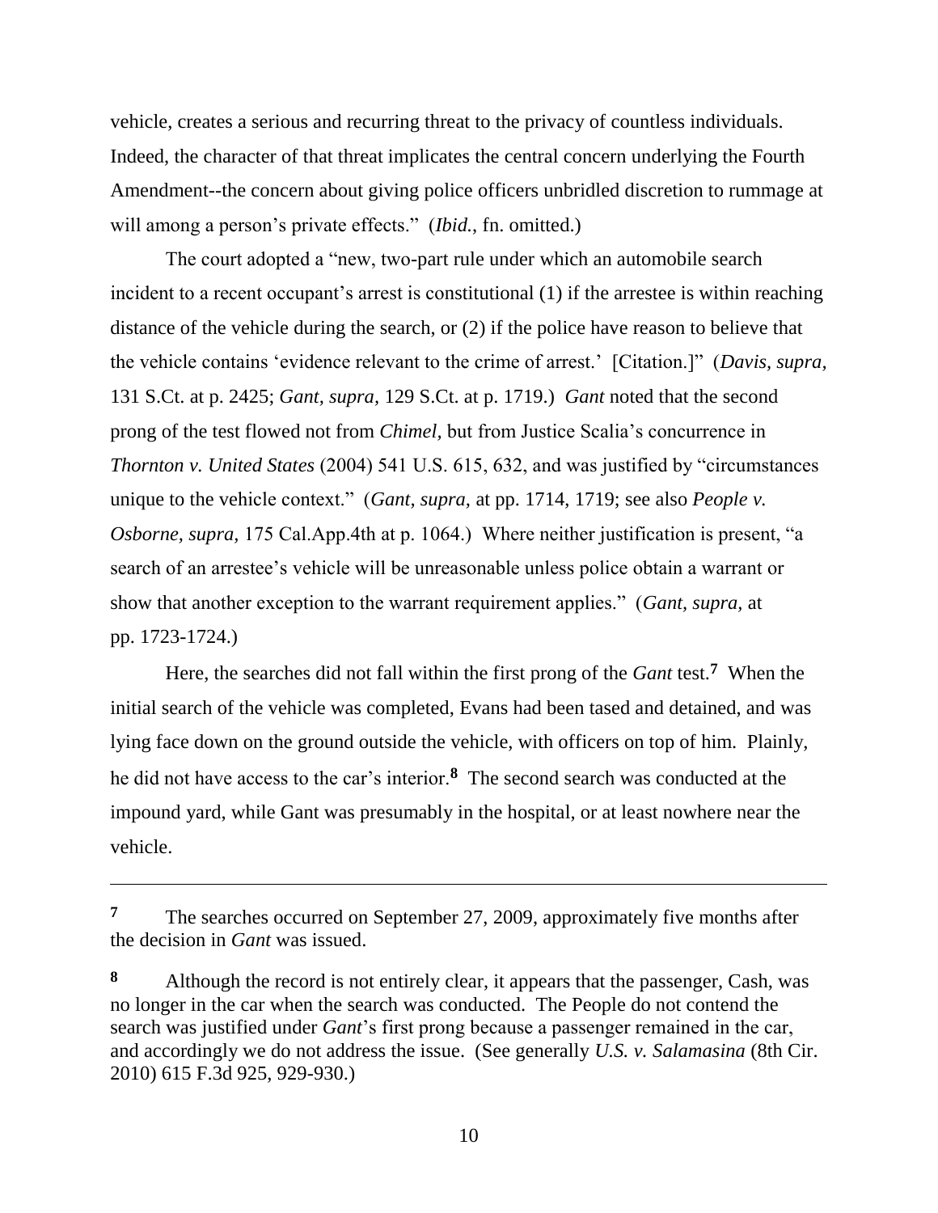vehicle, creates a serious and recurring threat to the privacy of countless individuals. Indeed, the character of that threat implicates the central concern underlying the Fourth Amendment--the concern about giving police officers unbridled discretion to rummage at will among a person's private effects." (*Ibid.*, fn. omitted.)

The court adopted a "new, two-part rule under which an automobile search incident to a recent occupant's arrest is constitutional (1) if the arrestee is within reaching distance of the vehicle during the search, or (2) if the police have reason to believe that the vehicle contains 'evidence relevant to the crime of arrest.' [Citation.]" (*Davis, supra,* 131 S.Ct. at p. 2425; *Gant, supra,* 129 S.Ct. at p. 1719.) *Gant* noted that the second prong of the test flowed not from *Chimel,* but from Justice Scalia's concurrence in *Thornton v. United States* (2004) 541 U.S. 615, 632, and was justified by "circumstances unique to the vehicle context." (*Gant, supra,* at pp. 1714, 1719; see also *People v. Osborne, supra,* 175 Cal.App.4th at p. 1064.) Where neither justification is present, "a search of an arrestee's vehicle will be unreasonable unless police obtain a warrant or show that another exception to the warrant requirement applies." (*Gant, supra,* at pp. 1723-1724.)

Here, the searches did not fall within the first prong of the *Gant* test.[7] When the initial search of the vehicle was completed, Evans had been tased and detained, and was lying face down on the ground outside the vehicle, with officers on top of him. Plainly, he did not have access to the car's interior.[8] The second search was conducted at the impound yard, while Gant was presumably in the hospital, or at least nowhere near the vehicle.

---

[7] The searches occurred on September 27, 2009, approximately five months after the decision in *Gant* was issued.

[8] Although the record is not entirely clear, it appears that the passenger, Cash, was no longer in the car when the search was conducted. The People do not contend the search was justified under *Gant*'s first prong because a passenger remained in the car, and accordingly we do not address the issue. (See generally *U.S. v. Salamasina* (8th Cir. 2010) 615 F.3d 925, 929-930.)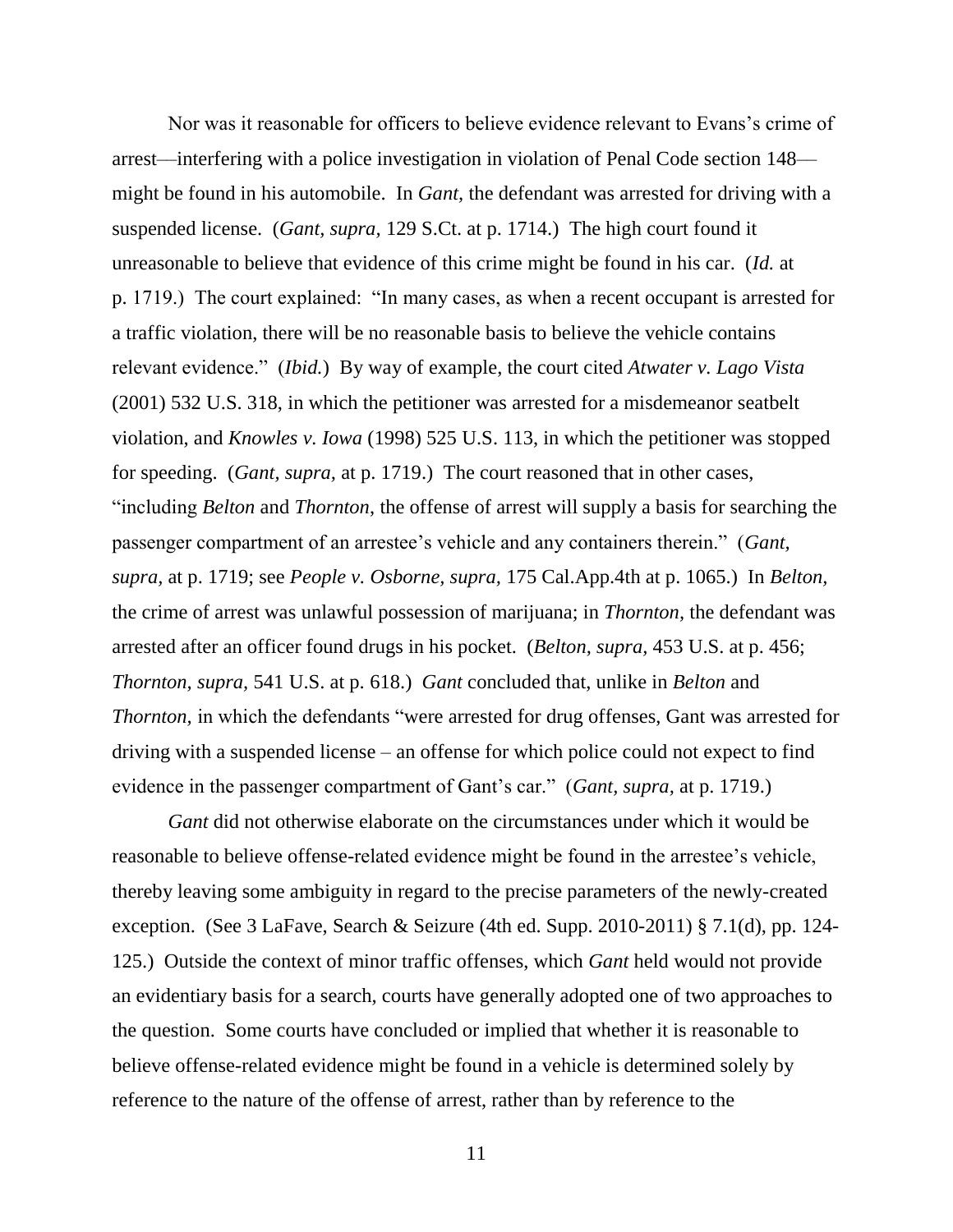Nor was it reasonable for officers to believe evidence relevant to Evans's crime of arrest—interfering with a police investigation in violation of Penal Code section 148—might be found in his automobile. In *Gant,* the defendant was arrested for driving with a suspended license. (*Gant, supra,* 129 S.Ct. at p. 1714.) The high court found it unreasonable to believe that evidence of this crime might be found in his car. (*Id.* at p. 1719.) The court explained: "In many cases, as when a recent occupant is arrested for a traffic violation, there will be no reasonable basis to believe the vehicle contains relevant evidence." (*Ibid.*) By way of example, the court cited *Atwater v. Lago Vista* (2001) 532 U.S. 318, in which the petitioner was arrested for a misdemeanor seatbelt violation, and *Knowles v. Iowa* (1998) 525 U.S. 113, in which the petitioner was stopped for speeding. (*Gant, supra,* at p. 1719.) The court reasoned that in other cases, "including *Belton* and *Thornton*, the offense of arrest will supply a basis for searching the passenger compartment of an arrestee's vehicle and any containers therein." (*Gant, supra,* at p. 1719; see *People v. Osborne, supra,* 175 Cal.App.4th at p. 1065.) In *Belton,* the crime of arrest was unlawful possession of marijuana; in *Thornton,* the defendant was arrested after an officer found drugs in his pocket. (*Belton, supra,* 453 U.S. at p. 456; *Thornton, supra,* 541 U.S. at p. 618.) *Gant* concluded that, unlike in *Belton* and *Thornton,* in which the defendants "were arrested for drug offenses, Gant was arrested for driving with a suspended license – an offense for which police could not expect to find evidence in the passenger compartment of Gant's car." (*Gant, supra,* at p. 1719.)

*Gant* did not otherwise elaborate on the circumstances under which it would be reasonable to believe offense-related evidence might be found in the arrestee's vehicle, thereby leaving some ambiguity in regard to the precise parameters of the newly-created exception. (See 3 LaFave, Search & Seizure (4th ed. Supp. 2010-2011) § 7.1(d), pp. 124-125.) Outside the context of minor traffic offenses, which *Gant* held would not provide an evidentiary basis for a search, courts have generally adopted one of two approaches to the question. Some courts have concluded or implied that whether it is reasonable to believe offense-related evidence might be found in a vehicle is determined solely by reference to the nature of the offense of arrest, rather than by reference to the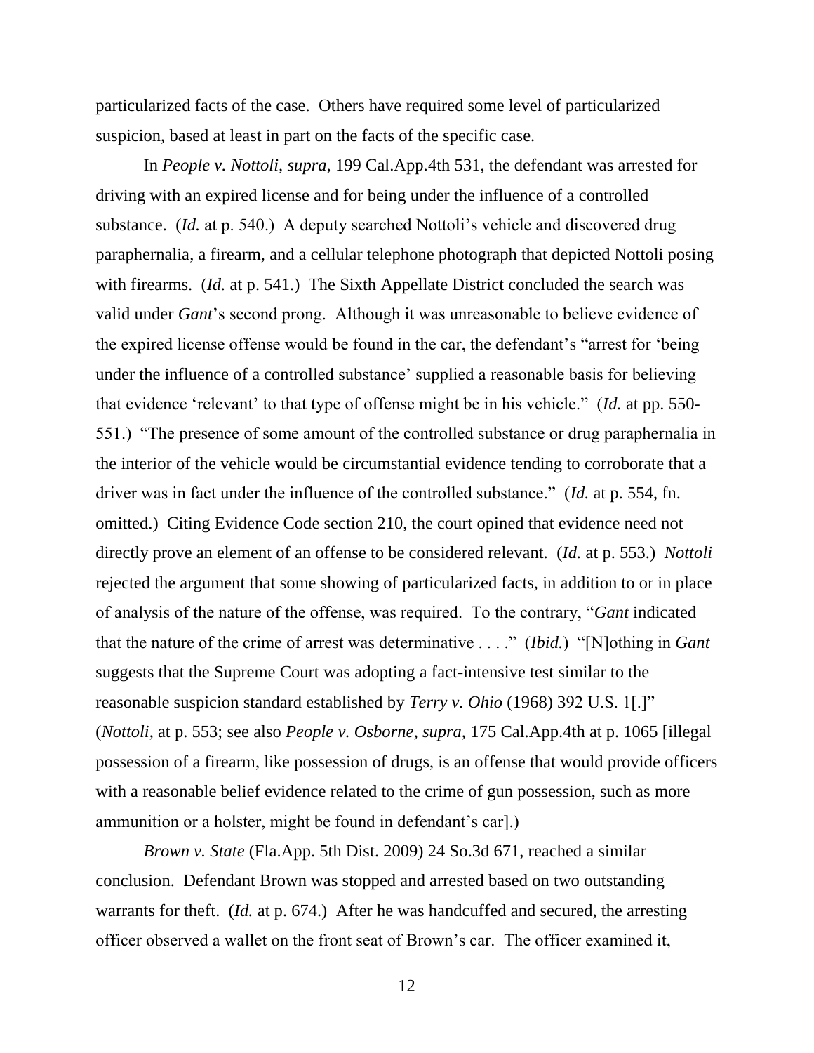particularized facts of the case. Others have required some level of particularized suspicion, based at least in part on the facts of the specific case.

In *People v. Nottoli, supra,* 199 Cal.App.4th 531, the defendant was arrested for driving with an expired license and for being under the influence of a controlled substance. (*Id.* at p. 540.) A deputy searched Nottoli's vehicle and discovered drug paraphernalia, a firearm, and a cellular telephone photograph that depicted Nottoli posing with firearms. (*Id.* at p. 541.) The Sixth Appellate District concluded the search was valid under *Gant*'s second prong. Although it was unreasonable to believe evidence of the expired license offense would be found in the car, the defendant's "arrest for 'being under the influence of a controlled substance' supplied a reasonable basis for believing that evidence 'relevant' to that type of offense might be in his vehicle." (*Id.* at pp. 550-551.) "The presence of some amount of the controlled substance or drug paraphernalia in the interior of the vehicle would be circumstantial evidence tending to corroborate that a driver was in fact under the influence of the controlled substance." (*Id.* at p. 554, fn. omitted.) Citing Evidence Code section 210, the court opined that evidence need not directly prove an element of an offense to be considered relevant. (*Id.* at p. 553.) *Nottoli* rejected the argument that some showing of particularized facts, in addition to or in place of analysis of the nature of the offense, was required. To the contrary, "*Gant* indicated that the nature of the crime of arrest was determinative . . . ." (*Ibid.*) "[N]othing in *Gant* suggests that the Supreme Court was adopting a fact-intensive test similar to the reasonable suspicion standard established by *Terry v. Ohio* (1968) 392 U.S. 1[.]" (*Nottoli*, at p. 553; see also *People v. Osborne, supra,* 175 Cal.App.4th at p. 1065 [illegal possession of a firearm, like possession of drugs, is an offense that would provide officers with a reasonable belief evidence related to the crime of gun possession, such as more ammunition or a holster, might be found in defendant's car].)

*Brown v. State* (Fla.App. 5th Dist. 2009) 24 So.3d 671, reached a similar conclusion. Defendant Brown was stopped and arrested based on two outstanding warrants for theft. (*Id.* at p. 674.) After he was handcuffed and secured, the arresting officer observed a wallet on the front seat of Brown's car. The officer examined it,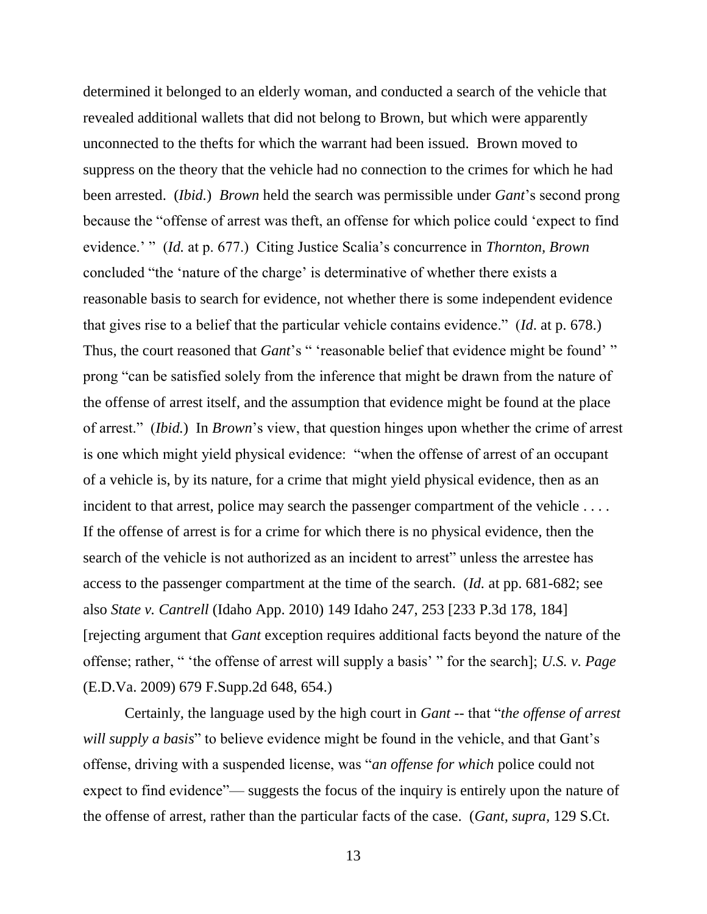determined it belonged to an elderly woman, and conducted a search of the vehicle that revealed additional wallets that did not belong to Brown, but which were apparently unconnected to the thefts for which the warrant had been issued. Brown moved to suppress on the theory that the vehicle had no connection to the crimes for which he had been arrested. (*Ibid.*) *Brown* held the search was permissible under *Gant*'s second prong because the "offense of arrest was theft, an offense for which police could 'expect to find evidence.' " (*Id.* at p. 677.) Citing Justice Scalia's concurrence in *Thornton, Brown* concluded "the 'nature of the charge' is determinative of whether there exists a reasonable basis to search for evidence, not whether there is some independent evidence that gives rise to a belief that the particular vehicle contains evidence." (*Id*. at p. 678.) Thus, the court reasoned that *Gant*'s " 'reasonable belief that evidence might be found' " prong "can be satisfied solely from the inference that might be drawn from the nature of the offense of arrest itself, and the assumption that evidence might be found at the place of arrest." (*Ibid.*) In *Brown*'s view, that question hinges upon whether the crime of arrest is one which might yield physical evidence: "when the offense of arrest of an occupant of a vehicle is, by its nature, for a crime that might yield physical evidence, then as an incident to that arrest, police may search the passenger compartment of the vehicle . . . . If the offense of arrest is for a crime for which there is no physical evidence, then the search of the vehicle is not authorized as an incident to arrest" unless the arrestee has access to the passenger compartment at the time of the search. (*Id.* at pp. 681-682; see also *State v. Cantrell* (Idaho App. 2010) 149 Idaho 247, 253 [233 P.3d 178, 184] [rejecting argument that *Gant* exception requires additional facts beyond the nature of the offense; rather, " 'the offense of arrest will supply a basis' " for the search]; *U.S. v. Page* (E.D.Va. 2009) 679 F.Supp.2d 648, 654.)

Certainly, the language used by the high court in *Gant* -- that "*the offense of arrest will supply a basis*" to believe evidence might be found in the vehicle, and that Gant's offense, driving with a suspended license, was "*an offense for which* police could not expect to find evidence"— suggests the focus of the inquiry is entirely upon the nature of the offense of arrest, rather than the particular facts of the case. (*Gant, supra*, 129 S.Ct.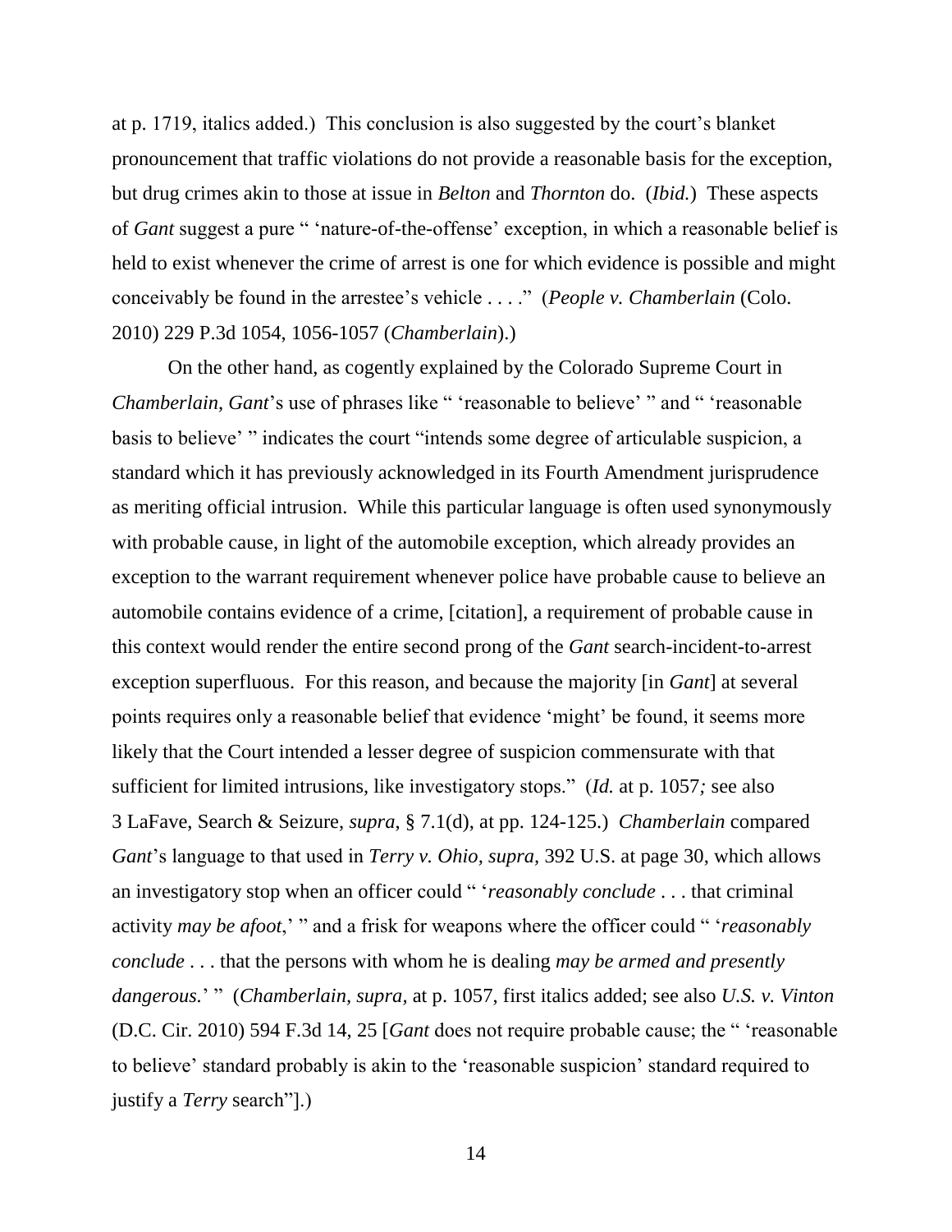at p. 1719, italics added.) This conclusion is also suggested by the court's blanket pronouncement that traffic violations do not provide a reasonable basis for the exception, but drug crimes akin to those at issue in *Belton* and *Thornton* do. (*Ibid.*) These aspects of *Gant* suggest a pure " 'nature-of-the-offense' exception, in which a reasonable belief is held to exist whenever the crime of arrest is one for which evidence is possible and might conceivably be found in the arrestee's vehicle . . . ." (*People v. Chamberlain* (Colo. 2010) 229 P.3d 1054, 1056-1057 (*Chamberlain*).)

On the other hand, as cogently explained by the Colorado Supreme Court in *Chamberlain*, *Gant*'s use of phrases like " 'reasonable to believe' " and " 'reasonable basis to believe' " indicates the court "intends some degree of articulable suspicion, a standard which it has previously acknowledged in its Fourth Amendment jurisprudence as meriting official intrusion. While this particular language is often used synonymously with probable cause, in light of the automobile exception, which already provides an exception to the warrant requirement whenever police have probable cause to believe an automobile contains evidence of a crime, [citation], a requirement of probable cause in this context would render the entire second prong of the *Gant* search-incident-to-arrest exception superfluous. For this reason, and because the majority [in *Gant*] at several points requires only a reasonable belief that evidence 'might' be found, it seems more likely that the Court intended a lesser degree of suspicion commensurate with that sufficient for limited intrusions, like investigatory stops." (*Id.* at p. 1057*;* see also 3 LaFave, Search & Seizure, *supra,* § 7.1(d), at pp. 124-125.) *Chamberlain* compared *Gant*'s language to that used in *Terry v. Ohio, supra,* 392 U.S. at page 30, which allows an investigatory stop when an officer could " '*reasonably conclude* . . . that criminal activity *may be afoot*,' " and a frisk for weapons where the officer could " '*reasonably conclude* . . . that the persons with whom he is dealing *may be armed and presently dangerous.*' " (*Chamberlain, supra,* at p. 1057, first italics added; see also *U.S. v. Vinton* (D.C. Cir. 2010) 594 F.3d 14, 25 [*Gant* does not require probable cause; the " 'reasonable to believe' standard probably is akin to the 'reasonable suspicion' standard required to justify a *Terry* search"].)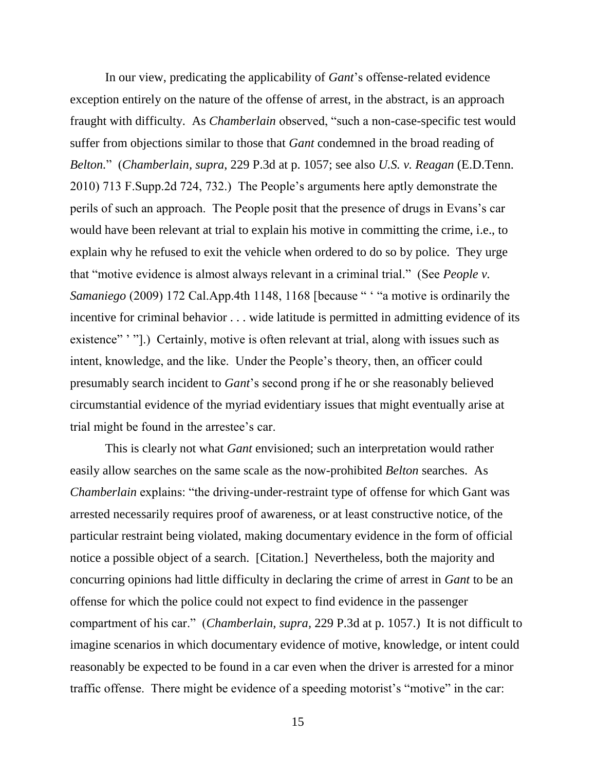In our view, predicating the applicability of *Gant*'s offense-related evidence exception entirely on the nature of the offense of arrest, in the abstract, is an approach fraught with difficulty. As *Chamberlain* observed, "such a non-case-specific test would suffer from objections similar to those that *Gant* condemned in the broad reading of *Belton.*" (*Chamberlain, supra*, 229 P.3d at p. 1057; see also *U.S. v. Reagan* (E.D.Tenn. 2010) 713 F.Supp.2d 724, 732.) The People's arguments here aptly demonstrate the perils of such an approach. The People posit that the presence of drugs in Evans's car would have been relevant at trial to explain his motive in committing the crime, i.e., to explain why he refused to exit the vehicle when ordered to do so by police. They urge that "motive evidence is almost always relevant in a criminal trial." (See *People v. Samaniego* (2009) 172 Cal.App.4th 1148, 1168 [because " ' "a motive is ordinarily the incentive for criminal behavior . . . wide latitude is permitted in admitting evidence of its existence" ' "].) Certainly, motive is often relevant at trial, along with issues such as intent, knowledge, and the like. Under the People's theory, then, an officer could presumably search incident to *Gant*'s second prong if he or she reasonably believed circumstantial evidence of the myriad evidentiary issues that might eventually arise at trial might be found in the arrestee's car.

This is clearly not what *Gant* envisioned; such an interpretation would rather easily allow searches on the same scale as the now-prohibited *Belton* searches. As *Chamberlain* explains: "the driving-under-restraint type of offense for which Gant was arrested necessarily requires proof of awareness, or at least constructive notice, of the particular restraint being violated, making documentary evidence in the form of official notice a possible object of a search. [Citation.] Nevertheless, both the majority and concurring opinions had little difficulty in declaring the crime of arrest in *Gant* to be an offense for which the police could not expect to find evidence in the passenger compartment of his car." (*Chamberlain, supra*, 229 P.3d at p. 1057.) It is not difficult to imagine scenarios in which documentary evidence of motive, knowledge, or intent could reasonably be expected to be found in a car even when the driver is arrested for a minor traffic offense. There might be evidence of a speeding motorist's "motive" in the car: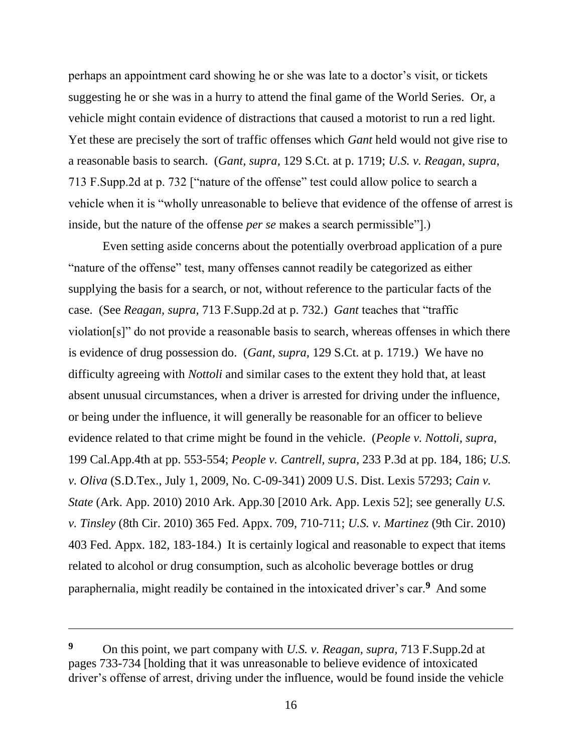perhaps an appointment card showing he or she was late to a doctor's visit, or tickets suggesting he or she was in a hurry to attend the final game of the World Series. Or, a vehicle might contain evidence of distractions that caused a motorist to run a red light. Yet these are precisely the sort of traffic offenses which *Gant* held would not give rise to a reasonable basis to search. (*Gant, supra,* 129 S.Ct. at p. 1719; *U.S. v. Reagan, supra,* 713 F.Supp.2d at p. 732 ["nature of the offense" test could allow police to search a vehicle when it is "wholly unreasonable to believe that evidence of the offense of arrest is inside, but the nature of the offense *per se* makes a search permissible"].)

Even setting aside concerns about the potentially overbroad application of a pure "nature of the offense" test, many offenses cannot readily be categorized as either supplying the basis for a search, or not, without reference to the particular facts of the case. (See *Reagan*, *supra*, 713 F.Supp.2d at p. 732.) *Gant* teaches that "traffic violation[s]" do not provide a reasonable basis to search, whereas offenses in which there is evidence of drug possession do. (*Gant, supra,* 129 S.Ct. at p. 1719.) We have no difficulty agreeing with *Nottoli* and similar cases to the extent they hold that, at least absent unusual circumstances, when a driver is arrested for driving under the influence, or being under the influence, it will generally be reasonable for an officer to believe evidence related to that crime might be found in the vehicle. (*People v. Nottoli, supra*, 199 Cal.App.4th at pp. 553-554; *People v. Cantrell, supra*, 233 P.3d at pp. 184, 186; *U.S. v. Oliva* (S.D.Tex., July 1, 2009, No. C-09-341) 2009 U.S. Dist. Lexis 57293; *Cain v. State* (Ark. App. 2010) 2010 Ark. App.30 [2010 Ark. App. Lexis 52]; see generally *U.S. v. Tinsley* (8th Cir. 2010) 365 Fed. Appx. 709, 710-711; *U.S. v. Martinez* (9th Cir. 2010) 403 Fed. Appx. 182, 183-184.) It is certainly logical and reasonable to expect that items related to alcohol or drug consumption, such as alcoholic beverage bottles or drug paraphernalia, might readily be contained in the intoxicated driver's car.[9] And some

---

[9] On this point, we part company with *U.S. v. Reagan, supra,* 713 F.Supp.2d at pages 733-734 [holding that it was unreasonable to believe evidence of intoxicated driver's offense of arrest, driving under the influence, would be found inside the vehicle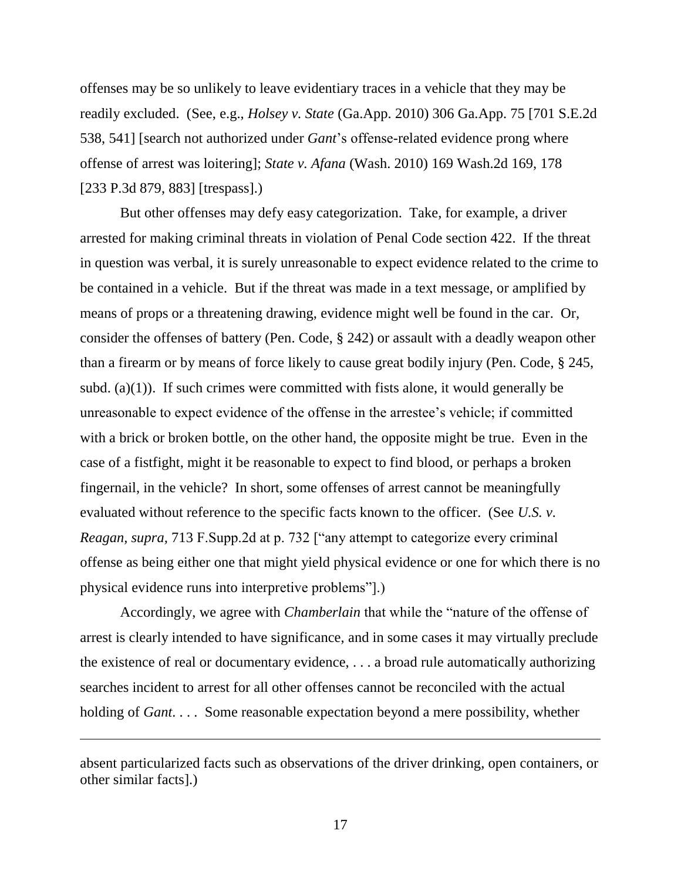offenses may be so unlikely to leave evidentiary traces in a vehicle that they may be readily excluded. (See, e.g., *Holsey v. State* (Ga.App. 2010) 306 Ga.App. 75 [701 S.E.2d 538, 541] [search not authorized under *Gant*'s offense-related evidence prong where offense of arrest was loitering]; *State v. Afana* (Wash. 2010) 169 Wash.2d 169, 178 [233 P.3d 879, 883] [trespass].)

But other offenses may defy easy categorization. Take, for example, a driver arrested for making criminal threats in violation of Penal Code section 422. If the threat in question was verbal, it is surely unreasonable to expect evidence related to the crime to be contained in a vehicle. But if the threat was made in a text message, or amplified by means of props or a threatening drawing, evidence might well be found in the car. Or, consider the offenses of battery (Pen. Code, § 242) or assault with a deadly weapon other than a firearm or by means of force likely to cause great bodily injury (Pen. Code, § 245, subd. (a)(1)). If such crimes were committed with fists alone, it would generally be unreasonable to expect evidence of the offense in the arrestee's vehicle; if committed with a brick or broken bottle, on the other hand, the opposite might be true. Even in the case of a fistfight, might it be reasonable to expect to find blood, or perhaps a broken fingernail, in the vehicle? In short, some offenses of arrest cannot be meaningfully evaluated without reference to the specific facts known to the officer. (See *U.S. v. Reagan, supra,* 713 F.Supp.2d at p. 732 ["any attempt to categorize every criminal offense as being either one that might yield physical evidence or one for which there is no physical evidence runs into interpretive problems"].)

Accordingly, we agree with *Chamberlain* that while the "nature of the offense of arrest is clearly intended to have significance, and in some cases it may virtually preclude the existence of real or documentary evidence, . . . a broad rule automatically authorizing searches incident to arrest for all other offenses cannot be reconciled with the actual holding of *Gant*. . . . Some reasonable expectation beyond a mere possibility, whether

---

absent particularized facts such as observations of the driver drinking, open containers, or other similar facts].)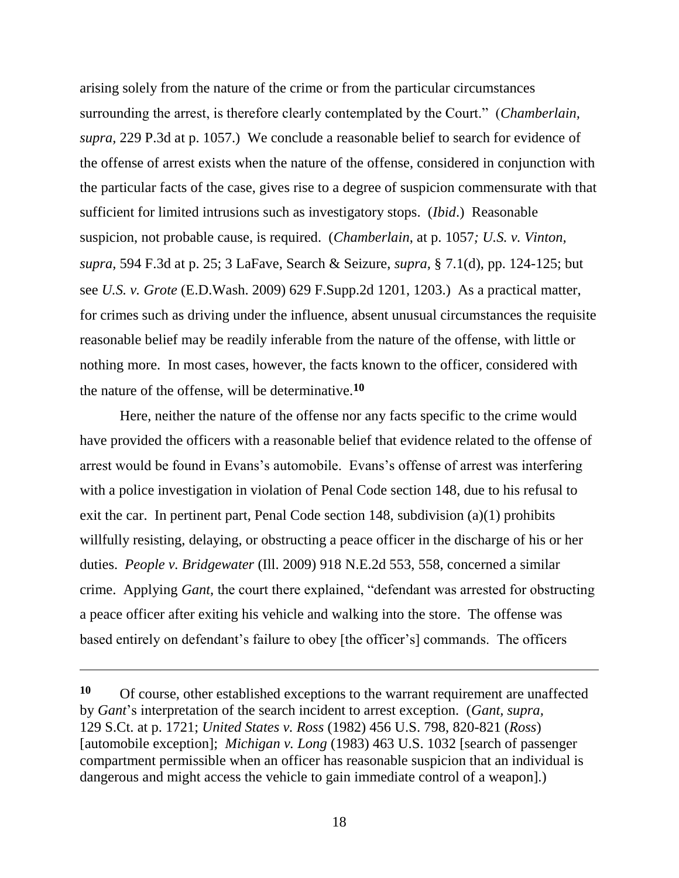arising solely from the nature of the crime or from the particular circumstances surrounding the arrest, is therefore clearly contemplated by the Court." (*Chamberlain, supra,* 229 P.3d at p. 1057.) We conclude a reasonable belief to search for evidence of the offense of arrest exists when the nature of the offense, considered in conjunction with the particular facts of the case, gives rise to a degree of suspicion commensurate with that sufficient for limited intrusions such as investigatory stops. (*Ibid*.) Reasonable suspicion, not probable cause, is required. (*Chamberlain*, at p. 1057*; U.S. v. Vinton, supra,* 594 F.3d at p. 25; 3 LaFave, Search & Seizure, *supra,* § 7.1(d), pp. 124-125; but see *U.S. v. Grote* (E.D.Wash. 2009) 629 F.Supp.2d 1201, 1203.) As a practical matter, for crimes such as driving under the influence, absent unusual circumstances the requisite reasonable belief may be readily inferable from the nature of the offense, with little or nothing more. In most cases, however, the facts known to the officer, considered with the nature of the offense, will be determinative.[10]

Here, neither the nature of the offense nor any facts specific to the crime would have provided the officers with a reasonable belief that evidence related to the offense of arrest would be found in Evans's automobile. Evans's offense of arrest was interfering with a police investigation in violation of Penal Code section 148, due to his refusal to exit the car. In pertinent part, Penal Code section 148, subdivision (a)(1) prohibits willfully resisting, delaying, or obstructing a peace officer in the discharge of his or her duties. *People v. Bridgewater* (Ill. 2009) 918 N.E.2d 553, 558, concerned a similar crime. Applying *Gant,* the court there explained, "defendant was arrested for obstructing a peace officer after exiting his vehicle and walking into the store. The offense was based entirely on defendant's failure to obey [the officer's] commands. The officers

---

[10] Of course, other established exceptions to the warrant requirement are unaffected by *Gant*'s interpretation of the search incident to arrest exception. (*Gant, supra,* 129 S.Ct. at p. 1721; *United States v. Ross* (1982) 456 U.S. 798, 820-821 (*Ross*) [automobile exception]; *Michigan v. Long* (1983) 463 U.S. 1032 [search of passenger compartment permissible when an officer has reasonable suspicion that an individual is dangerous and might access the vehicle to gain immediate control of a weapon].)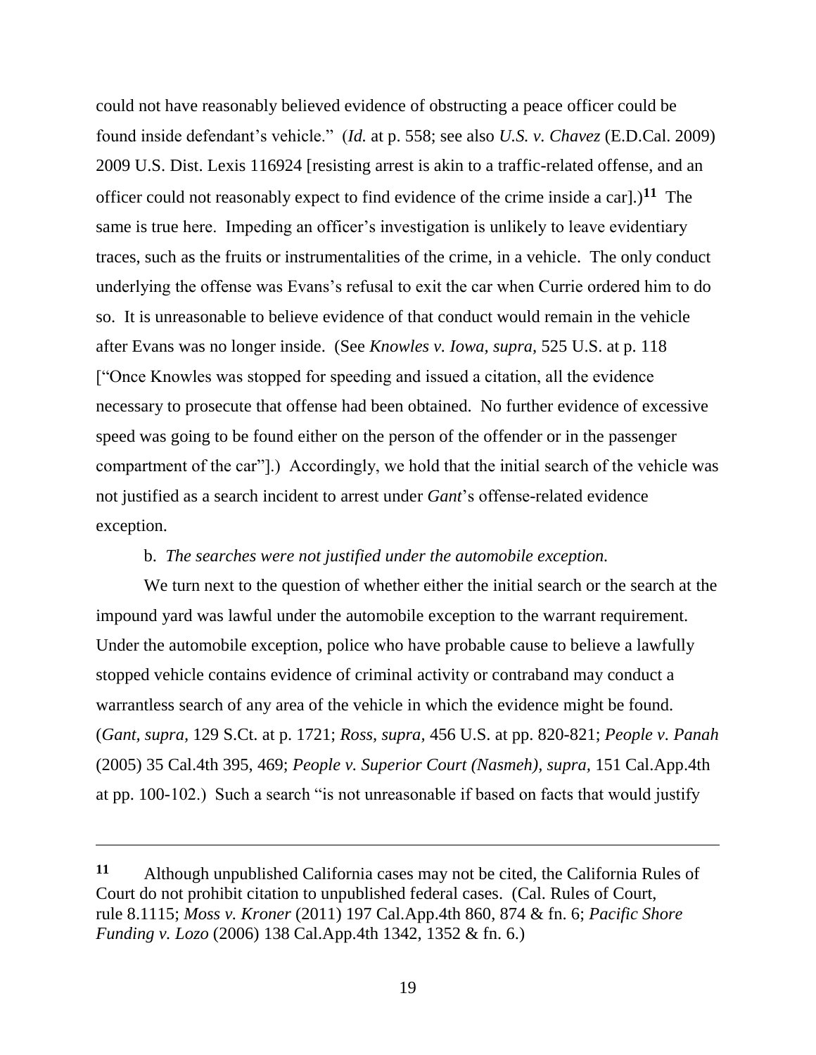could not have reasonably believed evidence of obstructing a peace officer could be found inside defendant's vehicle." (*Id.* at p. 558; see also *U.S. v. Chavez* (E.D.Cal. 2009) 2009 U.S. Dist. Lexis 116924 [resisting arrest is akin to a traffic-related offense, and an officer could not reasonably expect to find evidence of the crime inside a car].)[11] The same is true here. Impeding an officer's investigation is unlikely to leave evidentiary traces, such as the fruits or instrumentalities of the crime, in a vehicle. The only conduct underlying the offense was Evans's refusal to exit the car when Currie ordered him to do so. It is unreasonable to believe evidence of that conduct would remain in the vehicle after Evans was no longer inside. (See *Knowles v. Iowa, supra,* 525 U.S. at p. 118 ["Once Knowles was stopped for speeding and issued a citation, all the evidence necessary to prosecute that offense had been obtained. No further evidence of excessive speed was going to be found either on the person of the offender or in the passenger compartment of the car"].) Accordingly, we hold that the initial search of the vehicle was not justified as a search incident to arrest under *Gant*'s offense-related evidence exception.

b. *The searches were not justified under the automobile exception.*

We turn next to the question of whether either the initial search or the search at the impound yard was lawful under the automobile exception to the warrant requirement. Under the automobile exception, police who have probable cause to believe a lawfully stopped vehicle contains evidence of criminal activity or contraband may conduct a warrantless search of any area of the vehicle in which the evidence might be found. (*Gant, supra,* 129 S.Ct. at p. 1721; *Ross, supra,* 456 U.S. at pp. 820-821; *People v. Panah* (2005) 35 Cal.4th 395, 469; *People v. Superior Court (Nasmeh), supra,* 151 Cal.App.4th at pp. 100-102.) Such a search "is not unreasonable if based on facts that would justify

---

[11] Although unpublished California cases may not be cited, the California Rules of Court do not prohibit citation to unpublished federal cases. (Cal. Rules of Court, rule 8.1115; *Moss v. Kroner* (2011) 197 Cal.App.4th 860, 874 & fn. 6; *Pacific Shore Funding v. Lozo* (2006) 138 Cal.App.4th 1342, 1352 & fn. 6.)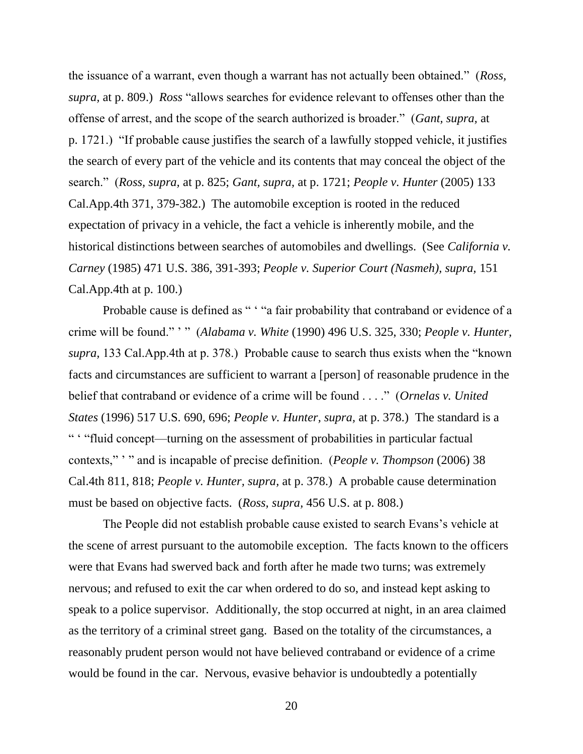the issuance of a warrant, even though a warrant has not actually been obtained." (*Ross, supra,* at p. 809.) *Ross* "allows searches for evidence relevant to offenses other than the offense of arrest, and the scope of the search authorized is broader." (*Gant, supra,* at p. 1721.) "If probable cause justifies the search of a lawfully stopped vehicle, it justifies the search of every part of the vehicle and its contents that may conceal the object of the search." (*Ross, supra,* at p. 825; *Gant, supra,* at p. 1721; *People v. Hunter* (2005) 133 Cal.App.4th 371, 379-382.) The automobile exception is rooted in the reduced expectation of privacy in a vehicle, the fact a vehicle is inherently mobile, and the historical distinctions between searches of automobiles and dwellings. (See *California v. Carney* (1985) 471 U.S. 386, 391-393; *People v. Superior Court (Nasmeh), supra,* 151 Cal.App.4th at p. 100.)

Probable cause is defined as " ' "a fair probability that contraband or evidence of a crime will be found." ' " (*Alabama v. White* (1990) 496 U.S. 325, 330; *People v. Hunter, supra,* 133 Cal.App.4th at p. 378.) Probable cause to search thus exists when the "known facts and circumstances are sufficient to warrant a [person] of reasonable prudence in the belief that contraband or evidence of a crime will be found . . . ." (*Ornelas v. United States* (1996) 517 U.S. 690, 696; *People v. Hunter, supra,* at p. 378.) The standard is a " ' "fluid concept—turning on the assessment of probabilities in particular factual contexts," ' " and is incapable of precise definition. (*People v. Thompson* (2006) 38 Cal.4th 811, 818; *People v. Hunter, supra,* at p. 378.) A probable cause determination must be based on objective facts. (*Ross, supra,* 456 U.S. at p. 808.)

The People did not establish probable cause existed to search Evans's vehicle at the scene of arrest pursuant to the automobile exception. The facts known to the officers were that Evans had swerved back and forth after he made two turns; was extremely nervous; and refused to exit the car when ordered to do so, and instead kept asking to speak to a police supervisor. Additionally, the stop occurred at night, in an area claimed as the territory of a criminal street gang. Based on the totality of the circumstances, a reasonably prudent person would not have believed contraband or evidence of a crime would be found in the car. Nervous, evasive behavior is undoubtedly a potentially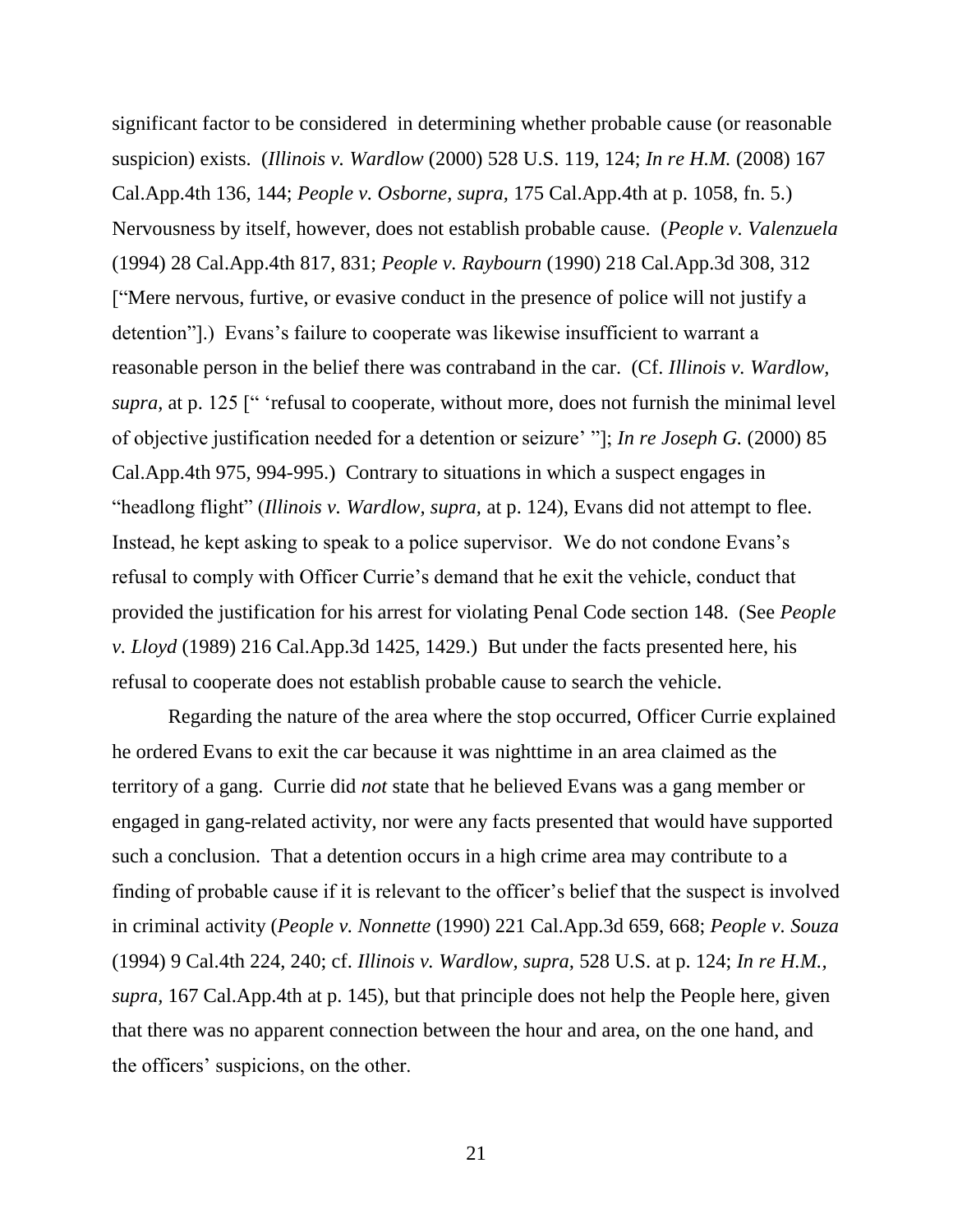significant factor to be considered in determining whether probable cause (or reasonable suspicion) exists. (*Illinois v. Wardlow* (2000) 528 U.S. 119, 124; *In re H.M.* (2008) 167 Cal.App.4th 136, 144; *People v. Osborne, supra,* 175 Cal.App.4th at p. 1058, fn. 5.) Nervousness by itself, however, does not establish probable cause. (*People v. Valenzuela* (1994) 28 Cal.App.4th 817, 831; *People v. Raybourn* (1990) 218 Cal.App.3d 308, 312 ["Mere nervous, furtive, or evasive conduct in the presence of police will not justify a detention"].) Evans's failure to cooperate was likewise insufficient to warrant a reasonable person in the belief there was contraband in the car. (Cf. *Illinois v. Wardlow, supra,* at p. 125 [" 'refusal to cooperate, without more, does not furnish the minimal level of objective justification needed for a detention or seizure' "]; *In re Joseph G.* (2000) 85 Cal.App.4th 975, 994-995.) Contrary to situations in which a suspect engages in "headlong flight" (*Illinois v. Wardlow, supra,* at p. 124), Evans did not attempt to flee. Instead, he kept asking to speak to a police supervisor. We do not condone Evans's refusal to comply with Officer Currie's demand that he exit the vehicle, conduct that provided the justification for his arrest for violating Penal Code section 148. (See *People v. Lloyd* (1989) 216 Cal.App.3d 1425, 1429.) But under the facts presented here, his refusal to cooperate does not establish probable cause to search the vehicle.

Regarding the nature of the area where the stop occurred, Officer Currie explained he ordered Evans to exit the car because it was nighttime in an area claimed as the territory of a gang. Currie did *not* state that he believed Evans was a gang member or engaged in gang-related activity, nor were any facts presented that would have supported such a conclusion. That a detention occurs in a high crime area may contribute to a finding of probable cause if it is relevant to the officer's belief that the suspect is involved in criminal activity (*People v. Nonnette* (1990) 221 Cal.App.3d 659, 668; *People v. Souza* (1994) 9 Cal.4th 224, 240; cf. *Illinois v. Wardlow, supra,* 528 U.S. at p. 124; *In re H.M., supra,* 167 Cal.App.4th at p. 145), but that principle does not help the People here, given that there was no apparent connection between the hour and area, on the one hand, and the officers' suspicions, on the other.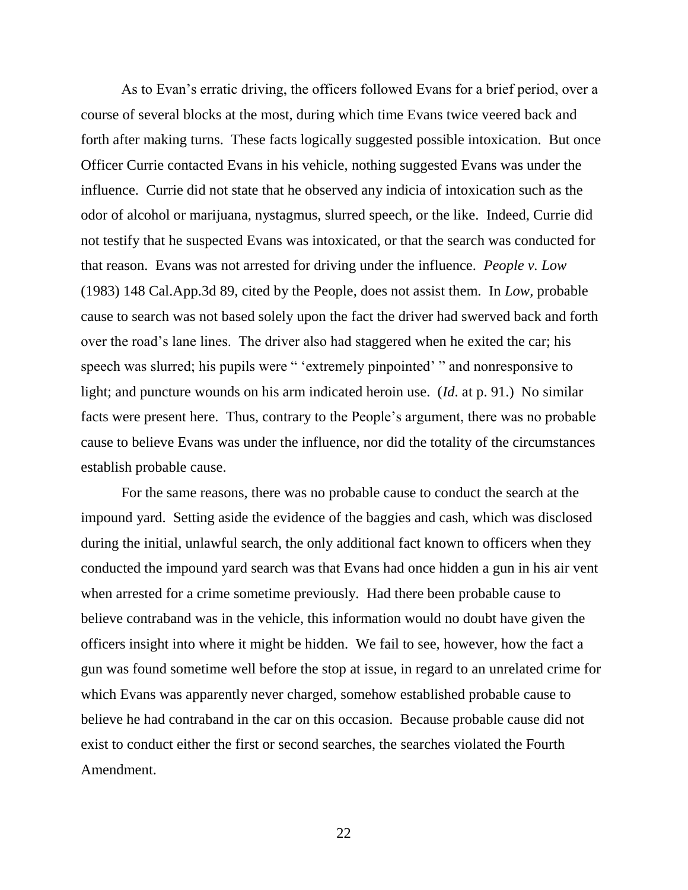As to Evan's erratic driving, the officers followed Evans for a brief period, over a course of several blocks at the most, during which time Evans twice veered back and forth after making turns. These facts logically suggested possible intoxication. But once Officer Currie contacted Evans in his vehicle, nothing suggested Evans was under the influence. Currie did not state that he observed any indicia of intoxication such as the odor of alcohol or marijuana, nystagmus, slurred speech, or the like. Indeed, Currie did not testify that he suspected Evans was intoxicated, or that the search was conducted for that reason. Evans was not arrested for driving under the influence. *People v. Low* (1983) 148 Cal.App.3d 89, cited by the People, does not assist them. In *Low,* probable cause to search was not based solely upon the fact the driver had swerved back and forth over the road's lane lines. The driver also had staggered when he exited the car; his speech was slurred; his pupils were " 'extremely pinpointed' " and nonresponsive to light; and puncture wounds on his arm indicated heroin use. (*Id*. at p. 91.) No similar facts were present here. Thus, contrary to the People's argument, there was no probable cause to believe Evans was under the influence, nor did the totality of the circumstances establish probable cause.

For the same reasons, there was no probable cause to conduct the search at the impound yard. Setting aside the evidence of the baggies and cash, which was disclosed during the initial, unlawful search, the only additional fact known to officers when they conducted the impound yard search was that Evans had once hidden a gun in his air vent when arrested for a crime sometime previously. Had there been probable cause to believe contraband was in the vehicle, this information would no doubt have given the officers insight into where it might be hidden. We fail to see, however, how the fact a gun was found sometime well before the stop at issue, in regard to an unrelated crime for which Evans was apparently never charged, somehow established probable cause to believe he had contraband in the car on this occasion. Because probable cause did not exist to conduct either the first or second searches, the searches violated the Fourth Amendment.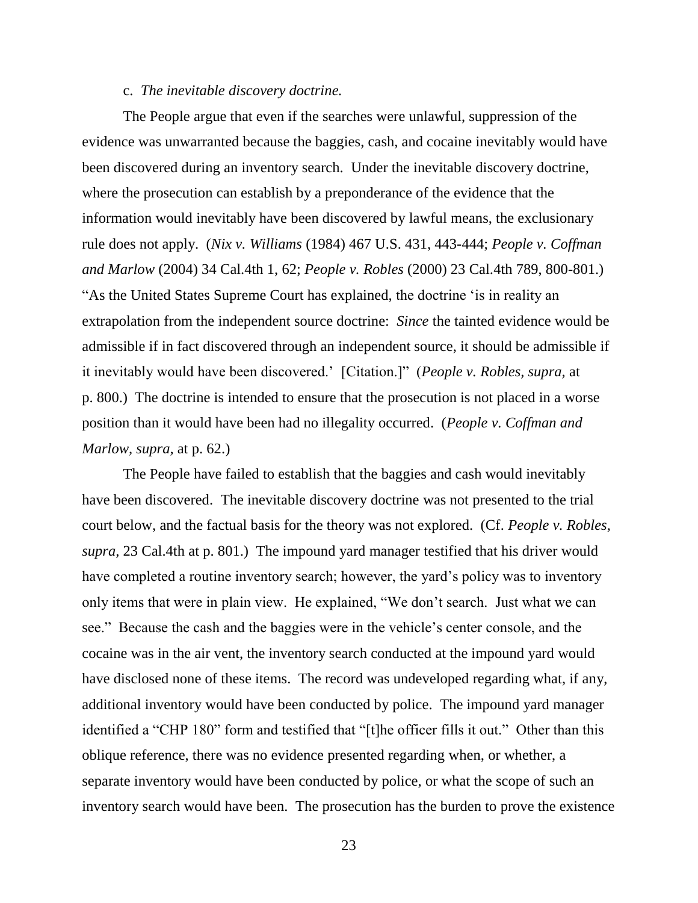c. *The inevitable discovery doctrine.*

The People argue that even if the searches were unlawful, suppression of the evidence was unwarranted because the baggies, cash, and cocaine inevitably would have been discovered during an inventory search. Under the inevitable discovery doctrine, where the prosecution can establish by a preponderance of the evidence that the information would inevitably have been discovered by lawful means, the exclusionary rule does not apply. (*Nix v. Williams* (1984) 467 U.S. 431, 443-444; *People v. Coffman and Marlow* (2004) 34 Cal.4th 1, 62; *People v. Robles* (2000) 23 Cal.4th 789, 800-801.) "As the United States Supreme Court has explained, the doctrine 'is in reality an extrapolation from the independent source doctrine: *Since* the tainted evidence would be admissible if in fact discovered through an independent source, it should be admissible if it inevitably would have been discovered.' [Citation.]" (*People v. Robles, supra,* at p. 800.) The doctrine is intended to ensure that the prosecution is not placed in a worse position than it would have been had no illegality occurred. (*People v. Coffman and Marlow, supra,* at p. 62.)

The People have failed to establish that the baggies and cash would inevitably have been discovered. The inevitable discovery doctrine was not presented to the trial court below, and the factual basis for the theory was not explored. (Cf. *People v. Robles, supra,* 23 Cal.4th at p. 801.) The impound yard manager testified that his driver would have completed a routine inventory search; however, the yard's policy was to inventory only items that were in plain view. He explained, "We don't search. Just what we can see." Because the cash and the baggies were in the vehicle's center console, and the cocaine was in the air vent, the inventory search conducted at the impound yard would have disclosed none of these items. The record was undeveloped regarding what, if any, additional inventory would have been conducted by police. The impound yard manager identified a "CHP 180" form and testified that "[t]he officer fills it out." Other than this oblique reference, there was no evidence presented regarding when, or whether, a separate inventory would have been conducted by police, or what the scope of such an inventory search would have been. The prosecution has the burden to prove the existence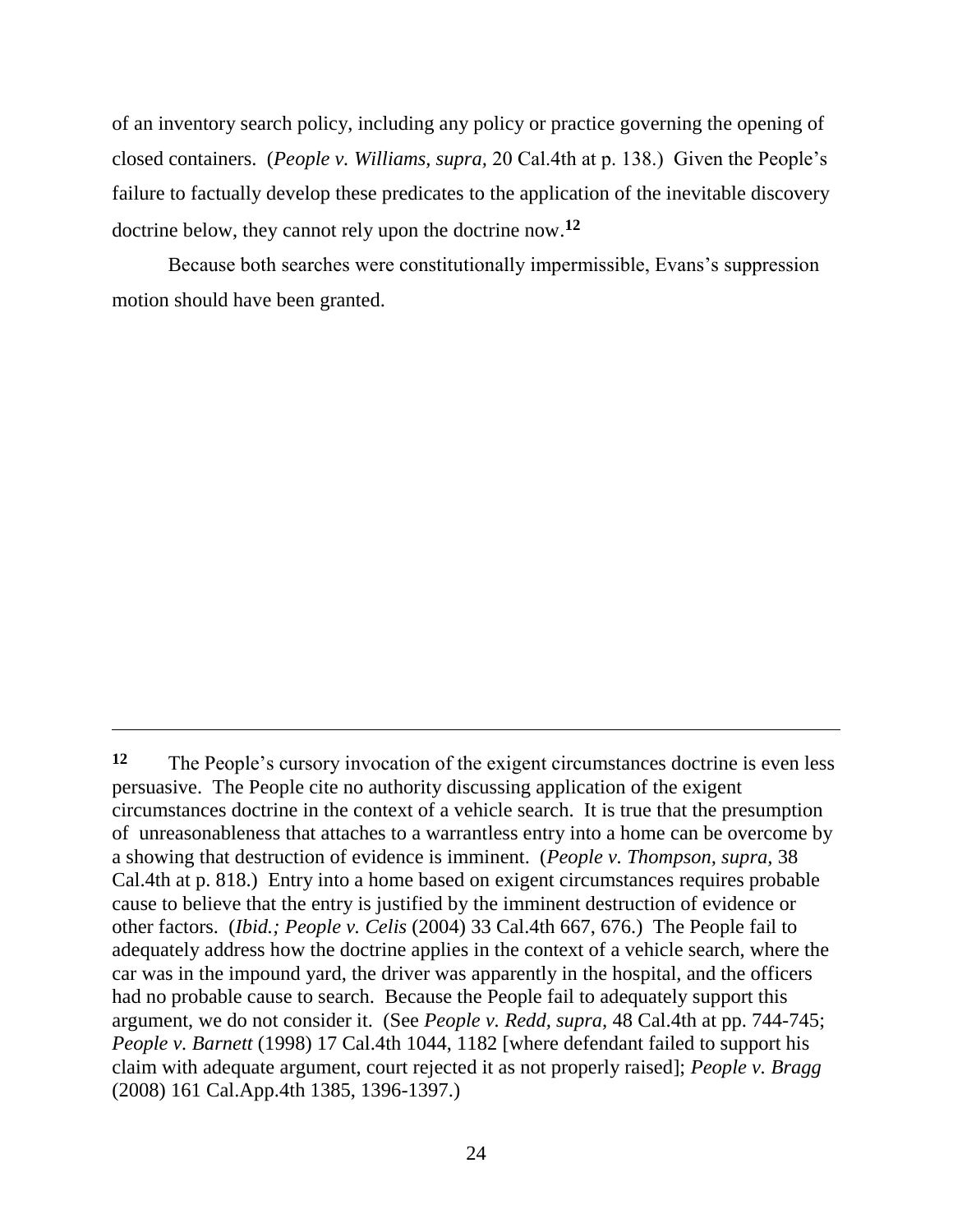of an inventory search policy, including any policy or practice governing the opening of closed containers. (*People v. Williams, supra,* 20 Cal.4th at p. 138.) Given the People's failure to factually develop these predicates to the application of the inevitable discovery doctrine below, they cannot rely upon the doctrine now.[12]

Because both searches were constitutionally impermissible, Evans's suppression motion should have been granted.

---

[12] The People's cursory invocation of the exigent circumstances doctrine is even less persuasive. The People cite no authority discussing application of the exigent circumstances doctrine in the context of a vehicle search. It is true that the presumption of unreasonableness that attaches to a warrantless entry into a home can be overcome by a showing that destruction of evidence is imminent. (*People v. Thompson, supra,* 38 Cal.4th at p. 818.) Entry into a home based on exigent circumstances requires probable cause to believe that the entry is justified by the imminent destruction of evidence or other factors. (*Ibid.; People v. Celis* (2004) 33 Cal.4th 667, 676.) The People fail to adequately address how the doctrine applies in the context of a vehicle search, where the car was in the impound yard, the driver was apparently in the hospital, and the officers had no probable cause to search. Because the People fail to adequately support this argument, we do not consider it. (See *People v. Redd, supra,* 48 Cal.4th at pp. 744-745; *People v. Barnett* (1998) 17 Cal.4th 1044, 1182 [where defendant failed to support his claim with adequate argument, court rejected it as not properly raised]; *People v. Bragg* (2008) 161 Cal.App.4th 1385, 1396-1397.)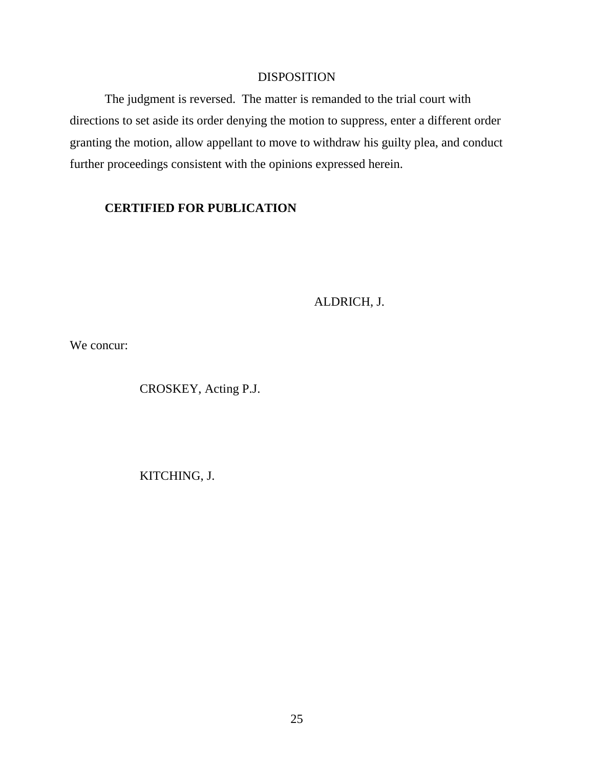## DISPOSITION

The judgment is reversed. The matter is remanded to the trial court with directions to set aside its order denying the motion to suppress, enter a different order granting the motion, allow appellant to move to withdraw his guilty plea, and conduct further proceedings consistent with the opinions expressed herein.

**CERTIFIED FOR PUBLICATION**

ALDRICH, J.

We concur:

CROSKEY, Acting P.J.

KITCHING, J.